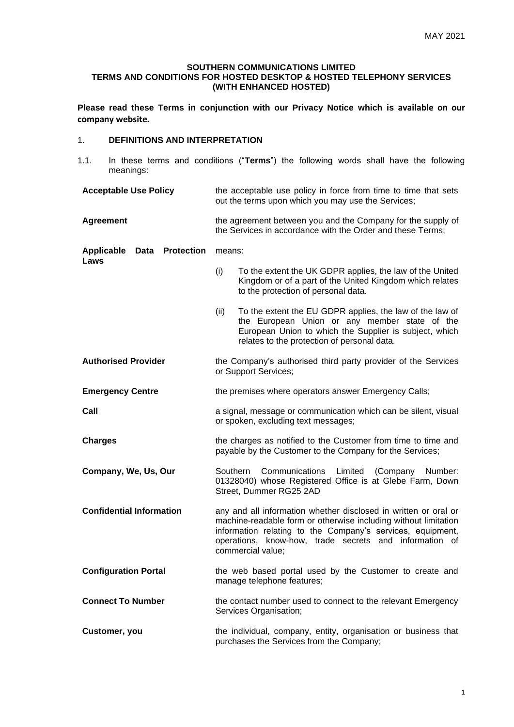MAY 2021

**SOUTHERN COMMUNICATIONS LIMITED**
**TERMS AND CONDITIONS FOR HOSTED DESKTOP & HOSTED TELEPHONY SERVICES (WITH ENHANCED HOSTED)**

**Please read these Terms in conjunction with our Privacy Notice which is available on our company website.**

## 1. DEFINITIONS AND INTERPRETATION

1.1. In these terms and conditions ("**Terms**") the following words shall have the following meanings:

| | |
|---|---|
| **Acceptable Use Policy** | the acceptable use policy in force from time to time that sets out the terms upon which you may use the Services; |
| **Agreement** | the agreement between you and the Company for the supply of the Services in accordance with the Order and these Terms; |
| **Applicable Data Protection Laws** | means: (i) To the extent the UK GDPR applies, the law of the United Kingdom or of a part of the United Kingdom which relates to the protection of personal data. (ii) To the extent the EU GDPR applies, the law of the law of the European Union or any member state of the European Union to which the Supplier is subject, which relates to the protection of personal data. |
| **Authorised Provider** | the Company's authorised third party provider of the Services or Support Services; |
| **Emergency Centre** | the premises where operators answer Emergency Calls; |
| **Call** | a signal, message or communication which can be silent, visual or spoken, excluding text messages; |
| **Charges** | the charges as notified to the Customer from time to time and payable by the Customer to the Company for the Services; |
| **Company, We, Us, Our** | Southern Communications Limited (Company Number: 01328040) whose Registered Office is at Glebe Farm, Down Street, Dummer RG25 2AD |
| **Confidential Information** | any and all information whether disclosed in written or oral or machine-readable form or otherwise including without limitation information relating to the Company's services, equipment, operations, know-how, trade secrets and information of commercial value; |
| **Configuration Portal** | the web based portal used by the Customer to create and manage telephone features; |
| **Connect To Number** | the contact number used to connect to the relevant Emergency Services Organisation; |
| **Customer, you** | the individual, company, entity, organisation or business that purchases the Services from the Company; |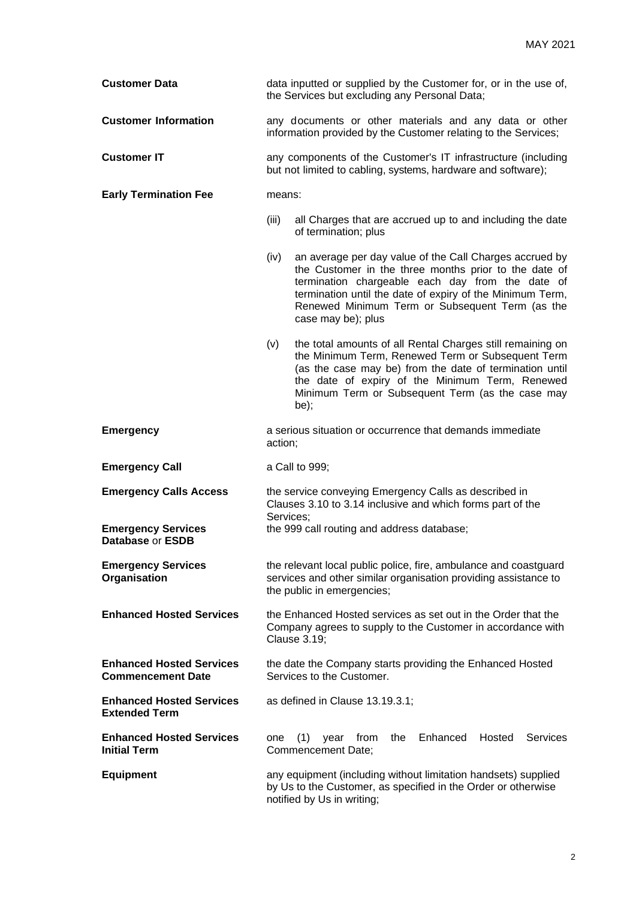**Customer Data** data inputted or supplied by the Customer for, or in the use of, the Services but excluding any Personal Data;

**Customer Information** any documents or other materials and any data or other information provided by the Customer relating to the Services;

**Customer IT** any components of the Customer's IT infrastructure (including but not limited to cabling, systems, hardware and software);

**Early Termination Fee** means:

(iii) all Charges that are accrued up to and including the date of termination; plus

(iv) an average per day value of the Call Charges accrued by the Customer in the three months prior to the date of termination chargeable each day from the date of termination until the date of expiry of the Minimum Term, Renewed Minimum Term or Subsequent Term (as the case may be); plus

(v) the total amounts of all Rental Charges still remaining on the Minimum Term, Renewed Term or Subsequent Term (as the case may be) from the date of termination until the date of expiry of the Minimum Term, Renewed Minimum Term or Subsequent Term (as the case may be);

**Emergency** a serious situation or occurrence that demands immediate action;

**Emergency Call** a Call to 999;

**Emergency Calls Access** the service conveying Emergency Calls as described in Clauses 3.10 to 3.14 inclusive and which forms part of the Services;

**Emergency Services Database** or **ESDB** the 999 call routing and address database;

**Emergency Services Organisation** the relevant local public police, fire, ambulance and coastguard services and other similar organisation providing assistance to the public in emergencies;

**Enhanced Hosted Services** the Enhanced Hosted services as set out in the Order that the Company agrees to supply to the Customer in accordance with Clause 3.19;

**Enhanced Hosted Services Commencement Date** the date the Company starts providing the Enhanced Hosted Services to the Customer.

**Enhanced Hosted Services Extended Term** as defined in Clause 13.19.3.1;

**Enhanced Hosted Services Initial Term** one (1) year from the Enhanced Hosted Services Commencement Date;

**Equipment** any equipment (including without limitation handsets) supplied by Us to the Customer, as specified in the Order or otherwise notified by Us in writing;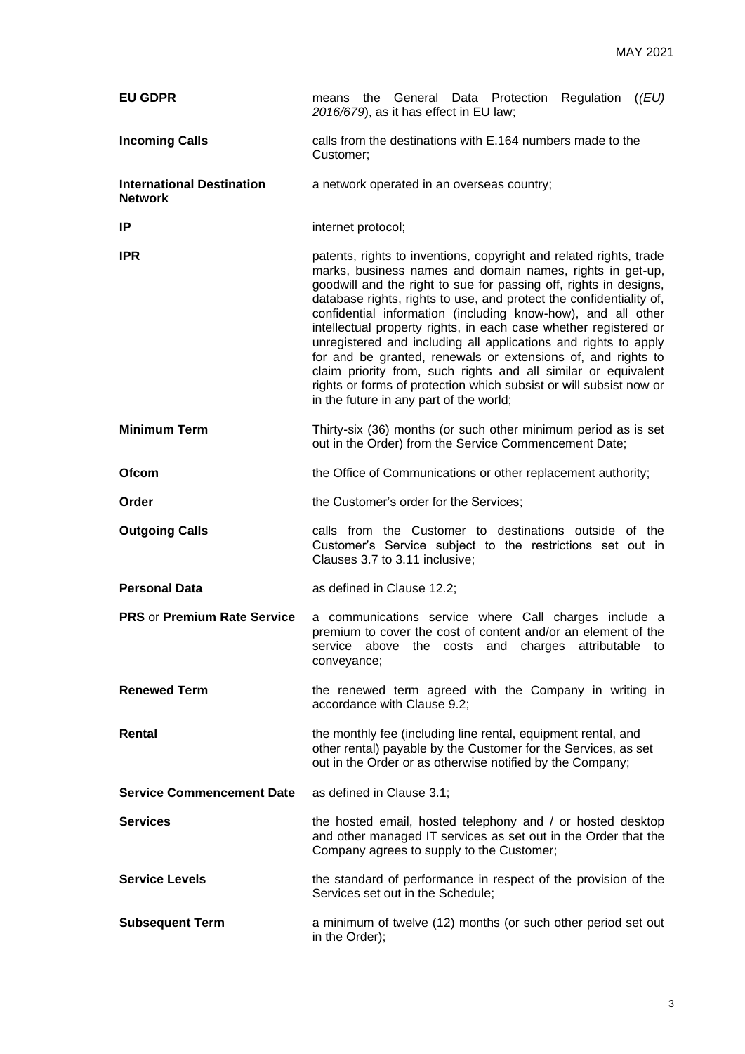**EU GDPR** means the General Data Protection Regulation (*(EU) 2016/679*), as it has effect in EU law;

**Incoming Calls** calls from the destinations with E.164 numbers made to the Customer;

**International Destination Network** a network operated in an overseas country;

**IP** internet protocol;

**IPR** patents, rights to inventions, copyright and related rights, trade marks, business names and domain names, rights in get-up, goodwill and the right to sue for passing off, rights in designs, database rights, rights to use, and protect the confidentiality of, confidential information (including know-how), and all other intellectual property rights, in each case whether registered or unregistered and including all applications and rights to apply for and be granted, renewals or extensions of, and rights to claim priority from, such rights and all similar or equivalent rights or forms of protection which subsist or will subsist now or in the future in any part of the world;

**Minimum Term** Thirty-six (36) months (or such other minimum period as is set out in the Order) from the Service Commencement Date;

**Ofcom** the Office of Communications or other replacement authority;

**Order** the Customer's order for the Services;

**Outgoing Calls** calls from the Customer to destinations outside of the Customer's Service subject to the restrictions set out in Clauses 3.7 to 3.11 inclusive;

**Personal Data** as defined in Clause 12.2;

**PRS** or **Premium Rate Service** a communications service where Call charges include a premium to cover the cost of content and/or an element of the service above the costs and charges attributable to conveyance;

**Renewed Term** the renewed term agreed with the Company in writing in accordance with Clause 9.2;

**Rental** the monthly fee (including line rental, equipment rental, and other rental) payable by the Customer for the Services, as set out in the Order or as otherwise notified by the Company;

**Service Commencement Date** as defined in Clause 3.1;

**Services** the hosted email, hosted telephony and / or hosted desktop and other managed IT services as set out in the Order that the Company agrees to supply to the Customer;

**Service Levels** the standard of performance in respect of the provision of the Services set out in the Schedule;

**Subsequent Term** a minimum of twelve (12) months (or such other period set out in the Order);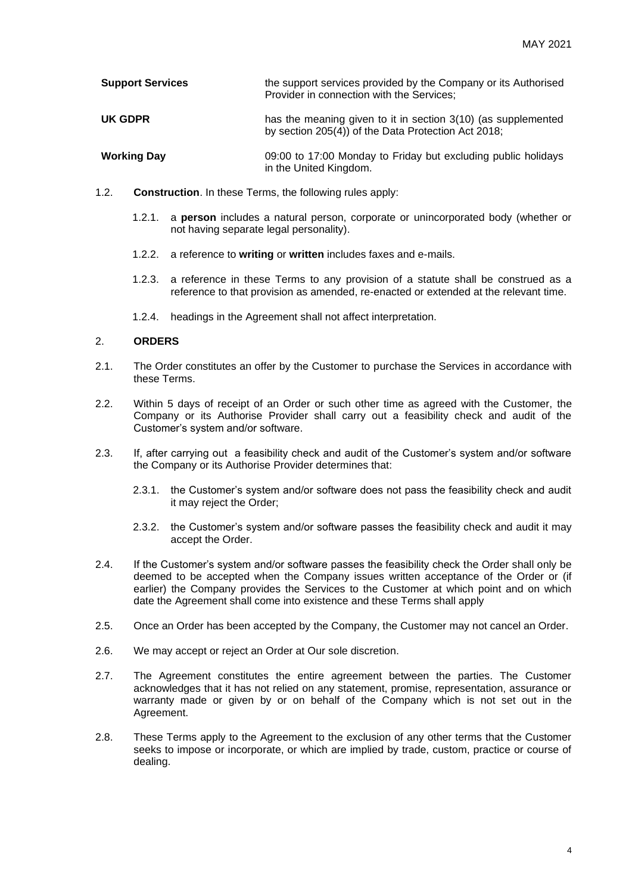| | |
|---|---|
| **Support Services** | the support services provided by the Company or its Authorised Provider in connection with the Services; |
| **UK GDPR** | has the meaning given to it in section 3(10) (as supplemented by section 205(4)) of the Data Protection Act 2018; |
| **Working Day** | 09:00 to 17:00 Monday to Friday but excluding public holidays in the United Kingdom. |

1.2. **Construction**. In these Terms, the following rules apply:

1.2.1. a **person** includes a natural person, corporate or unincorporated body (whether or not having separate legal personality).

1.2.2. a reference to **writing** or **written** includes faxes and e-mails.

1.2.3. a reference in these Terms to any provision of a statute shall be construed as a reference to that provision as amended, re-enacted or extended at the relevant time.

1.2.4. headings in the Agreement shall not affect interpretation.

## 2. ORDERS

2.1. The Order constitutes an offer by the Customer to purchase the Services in accordance with these Terms.

2.2. Within 5 days of receipt of an Order or such other time as agreed with the Customer, the Company or its Authorise Provider shall carry out a feasibility check and audit of the Customer's system and/or software.

2.3. If, after carrying out a feasibility check and audit of the Customer's system and/or software the Company or its Authorise Provider determines that:

2.3.1. the Customer's system and/or software does not pass the feasibility check and audit it may reject the Order;

2.3.2. the Customer's system and/or software passes the feasibility check and audit it may accept the Order.

2.4. If the Customer's system and/or software passes the feasibility check the Order shall only be deemed to be accepted when the Company issues written acceptance of the Order or (if earlier) the Company provides the Services to the Customer at which point and on which date the Agreement shall come into existence and these Terms shall apply

2.5. Once an Order has been accepted by the Company, the Customer may not cancel an Order.

2.6. We may accept or reject an Order at Our sole discretion.

2.7. The Agreement constitutes the entire agreement between the parties. The Customer acknowledges that it has not relied on any statement, promise, representation, assurance or warranty made or given by or on behalf of the Company which is not set out in the Agreement.

2.8. These Terms apply to the Agreement to the exclusion of any other terms that the Customer seeks to impose or incorporate, or which are implied by trade, custom, practice or course of dealing.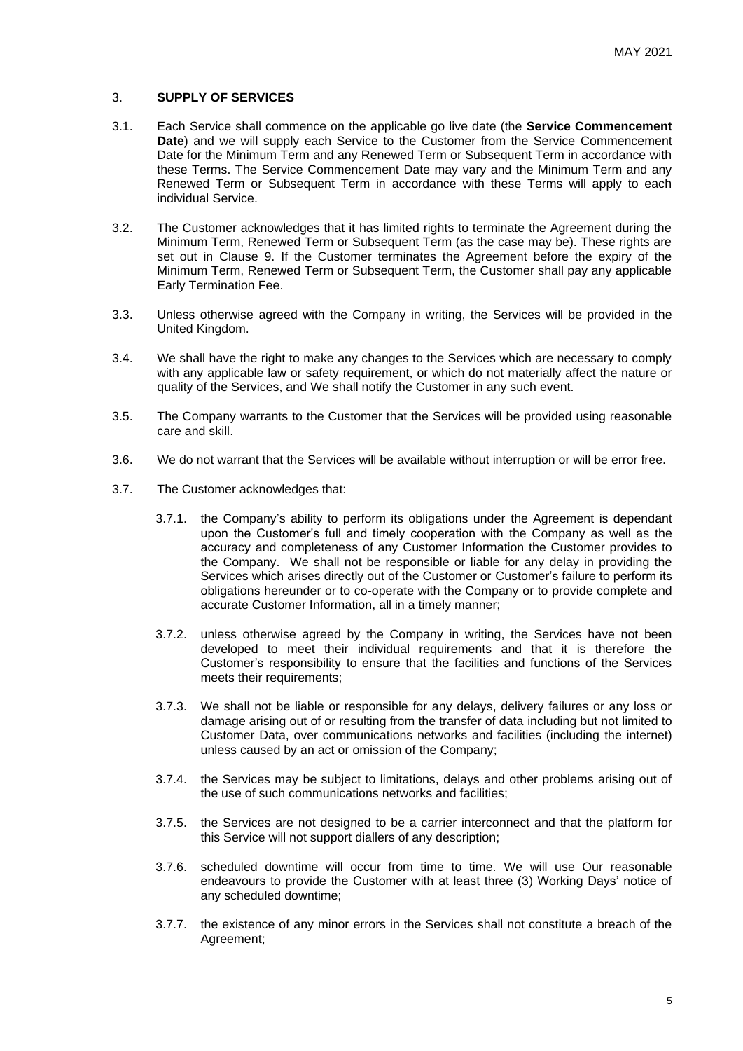## 3. SUPPLY OF SERVICES

3.1. Each Service shall commence on the applicable go live date (the **Service Commencement Date**) and we will supply each Service to the Customer from the Service Commencement Date for the Minimum Term and any Renewed Term or Subsequent Term in accordance with these Terms. The Service Commencement Date may vary and the Minimum Term and any Renewed Term or Subsequent Term in accordance with these Terms will apply to each individual Service.

3.2. The Customer acknowledges that it has limited rights to terminate the Agreement during the Minimum Term, Renewed Term or Subsequent Term (as the case may be). These rights are set out in Clause 9. If the Customer terminates the Agreement before the expiry of the Minimum Term, Renewed Term or Subsequent Term, the Customer shall pay any applicable Early Termination Fee.

3.3. Unless otherwise agreed with the Company in writing, the Services will be provided in the United Kingdom.

3.4. We shall have the right to make any changes to the Services which are necessary to comply with any applicable law or safety requirement, or which do not materially affect the nature or quality of the Services, and We shall notify the Customer in any such event.

3.5. The Company warrants to the Customer that the Services will be provided using reasonable care and skill.

3.6. We do not warrant that the Services will be available without interruption or will be error free.

3.7. The Customer acknowledges that:

3.7.1. the Company's ability to perform its obligations under the Agreement is dependant upon the Customer's full and timely cooperation with the Company as well as the accuracy and completeness of any Customer Information the Customer provides to the Company. We shall not be responsible or liable for any delay in providing the Services which arises directly out of the Customer or Customer's failure to perform its obligations hereunder or to co-operate with the Company or to provide complete and accurate Customer Information, all in a timely manner;

3.7.2. unless otherwise agreed by the Company in writing, the Services have not been developed to meet their individual requirements and that it is therefore the Customer's responsibility to ensure that the facilities and functions of the Services meets their requirements;

3.7.3. We shall not be liable or responsible for any delays, delivery failures or any loss or damage arising out of or resulting from the transfer of data including but not limited to Customer Data, over communications networks and facilities (including the internet) unless caused by an act or omission of the Company;

3.7.4. the Services may be subject to limitations, delays and other problems arising out of the use of such communications networks and facilities;

3.7.5. the Services are not designed to be a carrier interconnect and that the platform for this Service will not support diallers of any description;

3.7.6. scheduled downtime will occur from time to time. We will use Our reasonable endeavours to provide the Customer with at least three (3) Working Days' notice of any scheduled downtime;

3.7.7. the existence of any minor errors in the Services shall not constitute a breach of the Agreement;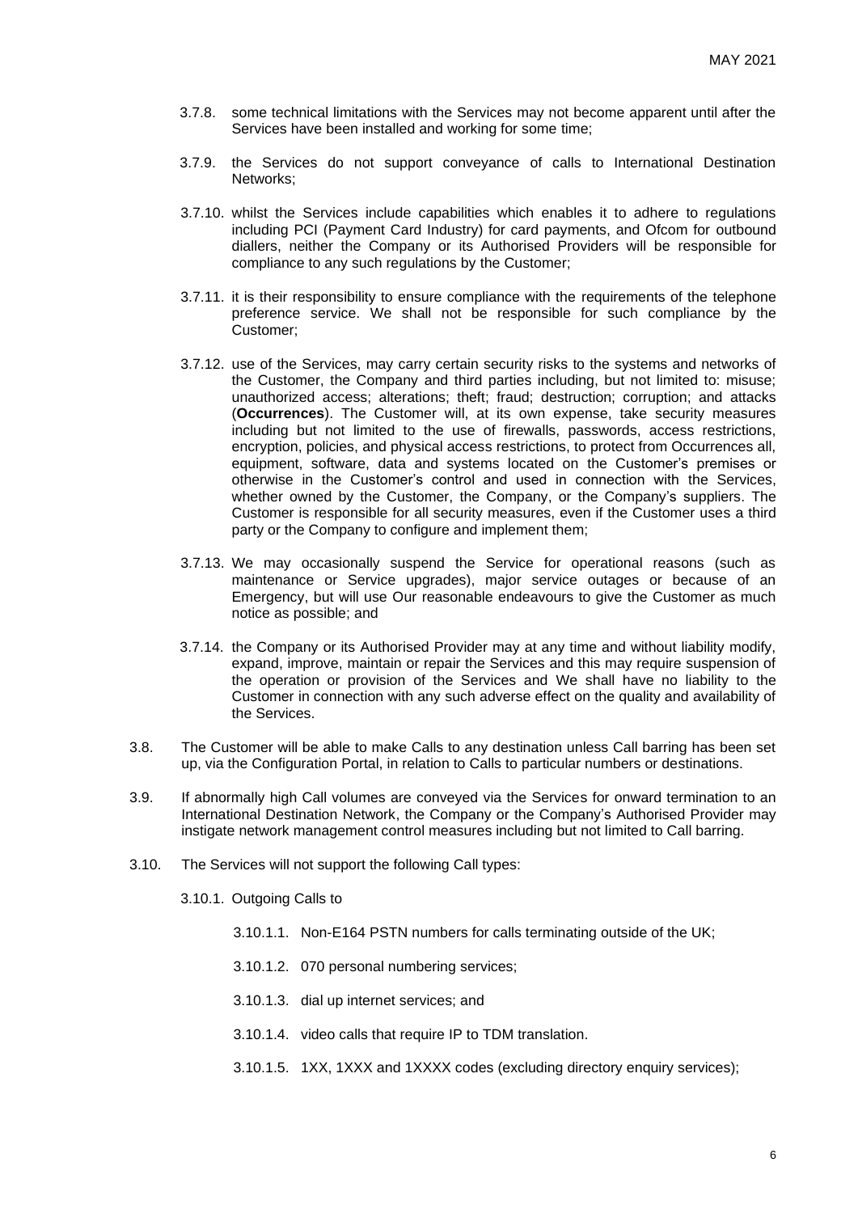3.7.8. some technical limitations with the Services may not become apparent until after the Services have been installed and working for some time;

3.7.9. the Services do not support conveyance of calls to International Destination Networks;

3.7.10. whilst the Services include capabilities which enables it to adhere to regulations including PCI (Payment Card Industry) for card payments, and Ofcom for outbound diallers, neither the Company or its Authorised Providers will be responsible for compliance to any such regulations by the Customer;

3.7.11. it is their responsibility to ensure compliance with the requirements of the telephone preference service. We shall not be responsible for such compliance by the Customer;

3.7.12. use of the Services, may carry certain security risks to the systems and networks of the Customer, the Company and third parties including, but not limited to: misuse; unauthorized access; alterations; theft; fraud; destruction; corruption; and attacks (**Occurrences**). The Customer will, at its own expense, take security measures including but not limited to the use of firewalls, passwords, access restrictions, encryption, policies, and physical access restrictions, to protect from Occurrences all, equipment, software, data and systems located on the Customer's premises or otherwise in the Customer's control and used in connection with the Services, whether owned by the Customer, the Company, or the Company's suppliers. The Customer is responsible for all security measures, even if the Customer uses a third party or the Company to configure and implement them;

3.7.13. We may occasionally suspend the Service for operational reasons (such as maintenance or Service upgrades), major service outages or because of an Emergency, but will use Our reasonable endeavours to give the Customer as much notice as possible; and

3.7.14. the Company or its Authorised Provider may at any time and without liability modify, expand, improve, maintain or repair the Services and this may require suspension of the operation or provision of the Services and We shall have no liability to the Customer in connection with any such adverse effect on the quality and availability of the Services.

3.8. The Customer will be able to make Calls to any destination unless Call barring has been set up, via the Configuration Portal, in relation to Calls to particular numbers or destinations.

3.9. If abnormally high Call volumes are conveyed via the Services for onward termination to an International Destination Network, the Company or the Company's Authorised Provider may instigate network management control measures including but not limited to Call barring.

3.10. The Services will not support the following Call types:

3.10.1. Outgoing Calls to

3.10.1.1. Non-E164 PSTN numbers for calls terminating outside of the UK;

3.10.1.2. 070 personal numbering services;

3.10.1.3. dial up internet services; and

3.10.1.4. video calls that require IP to TDM translation.

3.10.1.5. 1XX, 1XXX and 1XXXX codes (excluding directory enquiry services);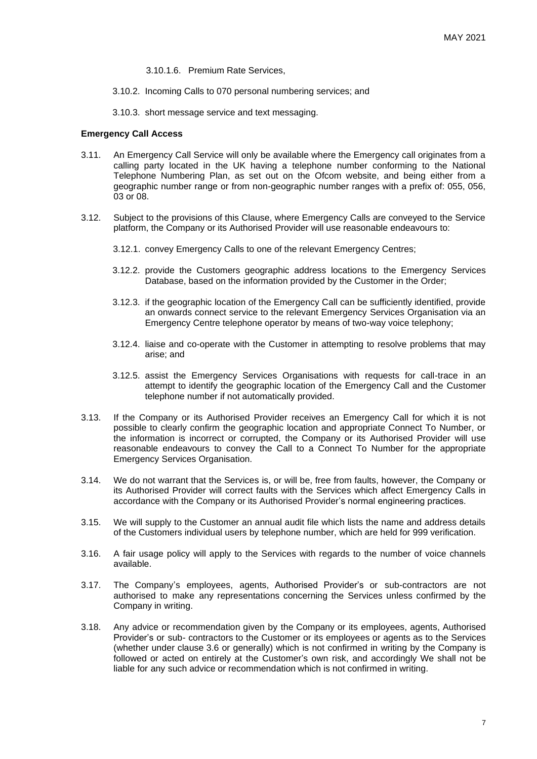3.10.1.6. Premium Rate Services,

3.10.2. Incoming Calls to 070 personal numbering services; and

3.10.3. short message service and text messaging.

**Emergency Call Access**

3.11. An Emergency Call Service will only be available where the Emergency call originates from a calling party located in the UK having a telephone number conforming to the National Telephone Numbering Plan, as set out on the Ofcom website, and being either from a geographic number range or from non-geographic number ranges with a prefix of: 055, 056, 03 or 08.

3.12. Subject to the provisions of this Clause, where Emergency Calls are conveyed to the Service platform, the Company or its Authorised Provider will use reasonable endeavours to:

3.12.1. convey Emergency Calls to one of the relevant Emergency Centres;

3.12.2. provide the Customers geographic address locations to the Emergency Services Database, based on the information provided by the Customer in the Order;

3.12.3. if the geographic location of the Emergency Call can be sufficiently identified, provide an onwards connect service to the relevant Emergency Services Organisation via an Emergency Centre telephone operator by means of two-way voice telephony;

3.12.4. liaise and co-operate with the Customer in attempting to resolve problems that may arise; and

3.12.5. assist the Emergency Services Organisations with requests for call-trace in an attempt to identify the geographic location of the Emergency Call and the Customer telephone number if not automatically provided.

3.13. If the Company or its Authorised Provider receives an Emergency Call for which it is not possible to clearly confirm the geographic location and appropriate Connect To Number, or the information is incorrect or corrupted, the Company or its Authorised Provider will use reasonable endeavours to convey the Call to a Connect To Number for the appropriate Emergency Services Organisation.

3.14. We do not warrant that the Services is, or will be, free from faults, however, the Company or its Authorised Provider will correct faults with the Services which affect Emergency Calls in accordance with the Company or its Authorised Provider's normal engineering practices.

3.15. We will supply to the Customer an annual audit file which lists the name and address details of the Customers individual users by telephone number, which are held for 999 verification.

3.16. A fair usage policy will apply to the Services with regards to the number of voice channels available.

3.17. The Company's employees, agents, Authorised Provider's or sub-contractors are not authorised to make any representations concerning the Services unless confirmed by the Company in writing.

3.18. Any advice or recommendation given by the Company or its employees, agents, Authorised Provider's or sub- contractors to the Customer or its employees or agents as to the Services (whether under clause 3.6 or generally) which is not confirmed in writing by the Company is followed or acted on entirely at the Customer's own risk, and accordingly We shall not be liable for any such advice or recommendation which is not confirmed in writing.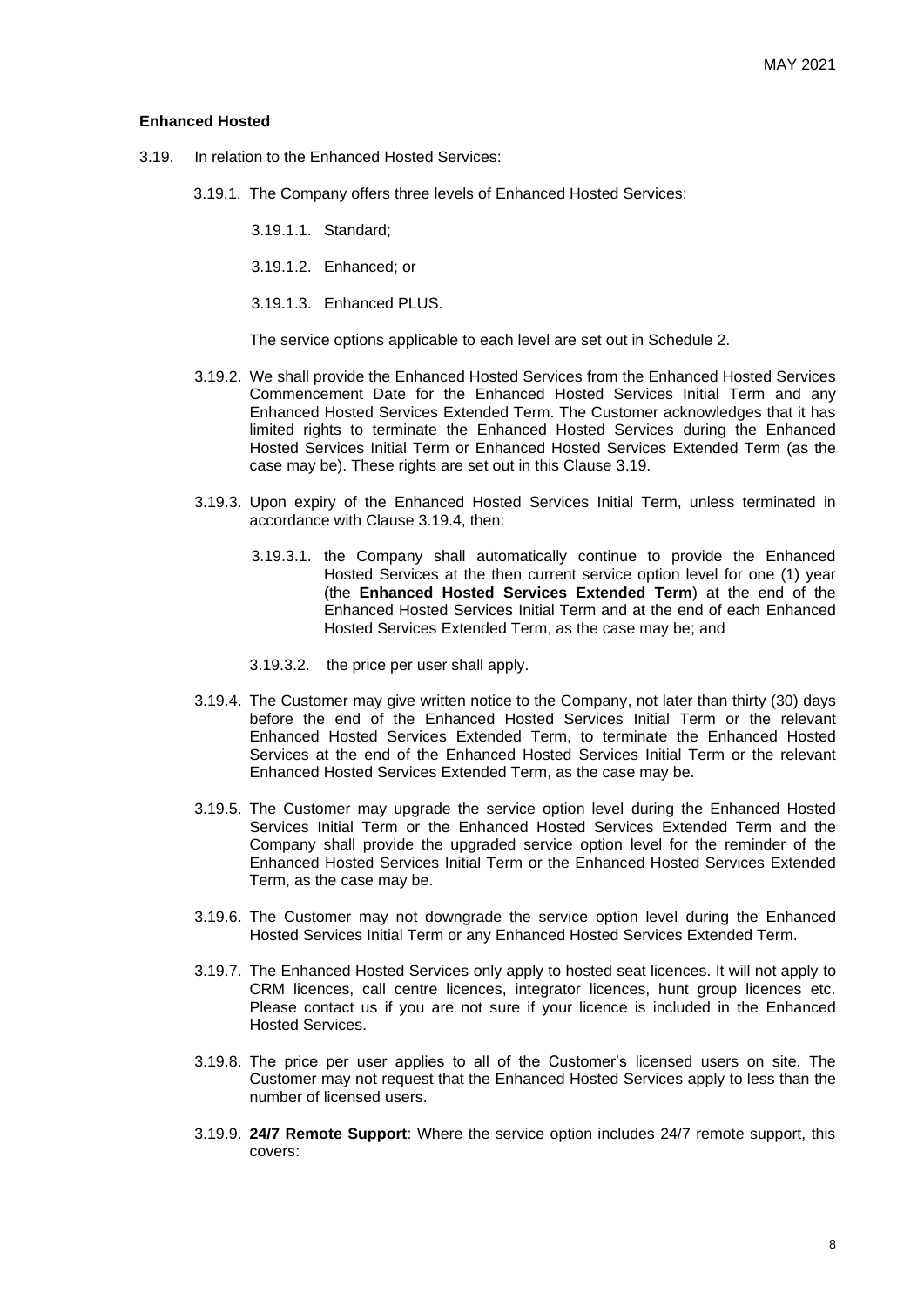### Enhanced Hosted

3.19. In relation to the Enhanced Hosted Services:

3.19.1. The Company offers three levels of Enhanced Hosted Services:

3.19.1.1. Standard;

3.19.1.2. Enhanced; or

3.19.1.3. Enhanced PLUS.

The service options applicable to each level are set out in Schedule 2.

3.19.2. We shall provide the Enhanced Hosted Services from the Enhanced Hosted Services Commencement Date for the Enhanced Hosted Services Initial Term and any Enhanced Hosted Services Extended Term. The Customer acknowledges that it has limited rights to terminate the Enhanced Hosted Services during the Enhanced Hosted Services Initial Term or Enhanced Hosted Services Extended Term (as the case may be). These rights are set out in this Clause 3.19.

3.19.3. Upon expiry of the Enhanced Hosted Services Initial Term, unless terminated in accordance with Clause 3.19.4, then:

3.19.3.1. the Company shall automatically continue to provide the Enhanced Hosted Services at the then current service option level for one (1) year (the **Enhanced Hosted Services Extended Term**) at the end of the Enhanced Hosted Services Initial Term and at the end of each Enhanced Hosted Services Extended Term, as the case may be; and

3.19.3.2. the price per user shall apply.

3.19.4. The Customer may give written notice to the Company, not later than thirty (30) days before the end of the Enhanced Hosted Services Initial Term or the relevant Enhanced Hosted Services Extended Term, to terminate the Enhanced Hosted Services at the end of the Enhanced Hosted Services Initial Term or the relevant Enhanced Hosted Services Extended Term, as the case may be.

3.19.5. The Customer may upgrade the service option level during the Enhanced Hosted Services Initial Term or the Enhanced Hosted Services Extended Term and the Company shall provide the upgraded service option level for the reminder of the Enhanced Hosted Services Initial Term or the Enhanced Hosted Services Extended Term, as the case may be.

3.19.6. The Customer may not downgrade the service option level during the Enhanced Hosted Services Initial Term or any Enhanced Hosted Services Extended Term.

3.19.7. The Enhanced Hosted Services only apply to hosted seat licences. It will not apply to CRM licences, call centre licences, integrator licences, hunt group licences etc. Please contact us if you are not sure if your licence is included in the Enhanced Hosted Services.

3.19.8. The price per user applies to all of the Customer's licensed users on site. The Customer may not request that the Enhanced Hosted Services apply to less than the number of licensed users.

3.19.9. **24/7 Remote Support**: Where the service option includes 24/7 remote support, this covers: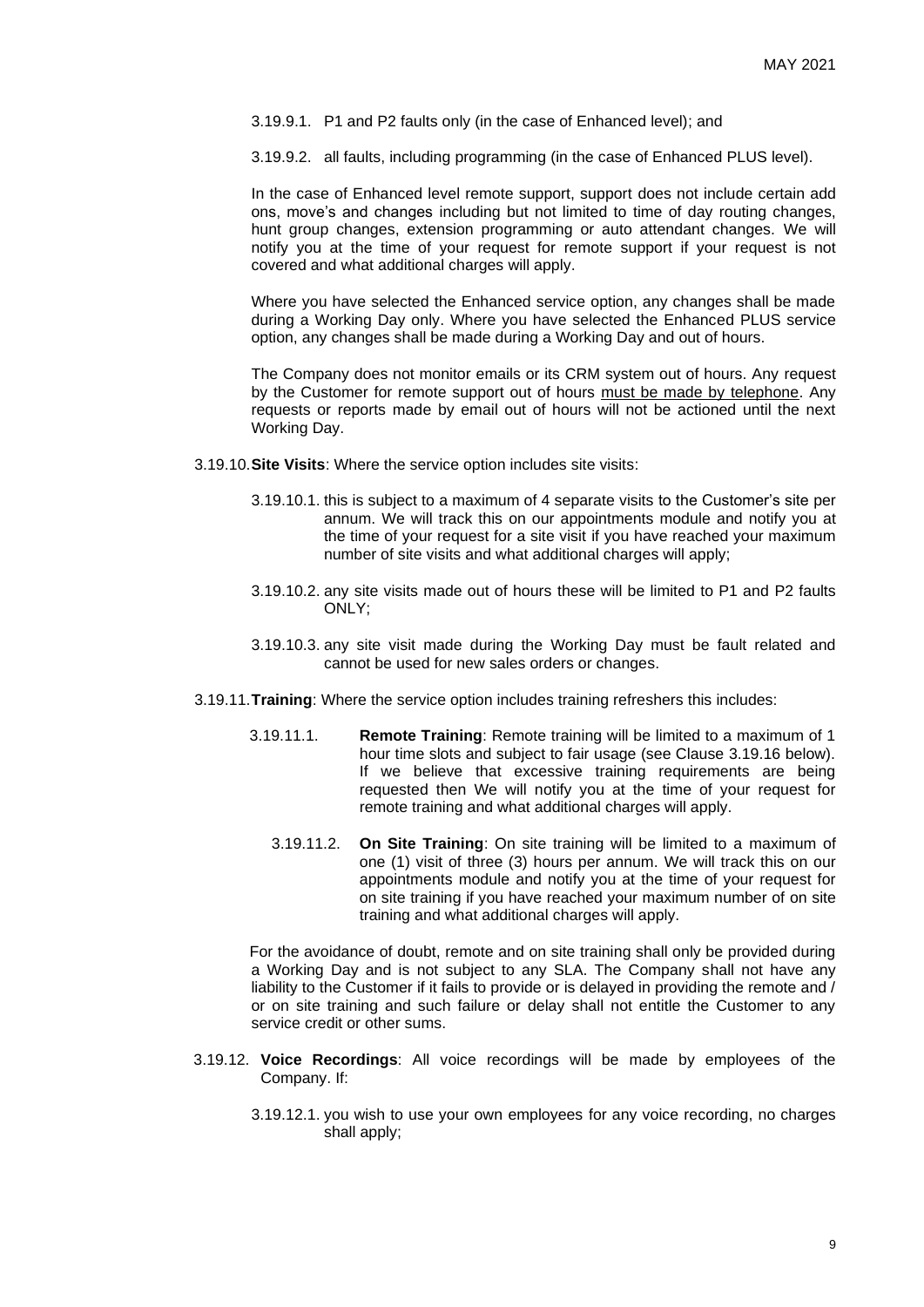3.19.9.1. P1 and P2 faults only (in the case of Enhanced level); and

3.19.9.2. all faults, including programming (in the case of Enhanced PLUS level).

In the case of Enhanced level remote support, support does not include certain add ons, move's and changes including but not limited to time of day routing changes, hunt group changes, extension programming or auto attendant changes. We will notify you at the time of your request for remote support if your request is not covered and what additional charges will apply.

Where you have selected the Enhanced service option, any changes shall be made during a Working Day only. Where you have selected the Enhanced PLUS service option, any changes shall be made during a Working Day and out of hours.

The Company does not monitor emails or its CRM system out of hours. Any request by the Customer for remote support out of hours must be made by telephone. Any requests or reports made by email out of hours will not be actioned until the next Working Day.

3.19.10. **Site Visits**: Where the service option includes site visits:

3.19.10.1. this is subject to a maximum of 4 separate visits to the Customer's site per annum. We will track this on our appointments module and notify you at the time of your request for a site visit if you have reached your maximum number of site visits and what additional charges will apply;

3.19.10.2. any site visits made out of hours these will be limited to P1 and P2 faults ONLY;

3.19.10.3. any site visit made during the Working Day must be fault related and cannot be used for new sales orders or changes.

3.19.11. **Training**: Where the service option includes training refreshers this includes:

3.19.11.1. **Remote Training**: Remote training will be limited to a maximum of 1 hour time slots and subject to fair usage (see Clause 3.19.16 below). If we believe that excessive training requirements are being requested then We will notify you at the time of your request for remote training and what additional charges will apply.

3.19.11.2. **On Site Training**: On site training will be limited to a maximum of one (1) visit of three (3) hours per annum. We will track this on our appointments module and notify you at the time of your request for on site training if you have reached your maximum number of on site training and what additional charges will apply.

For the avoidance of doubt, remote and on site training shall only be provided during a Working Day and is not subject to any SLA. The Company shall not have any liability to the Customer if it fails to provide or is delayed in providing the remote and / or on site training and such failure or delay shall not entitle the Customer to any service credit or other sums.

3.19.12. **Voice Recordings**: All voice recordings will be made by employees of the Company. If:

3.19.12.1. you wish to use your own employees for any voice recording, no charges shall apply;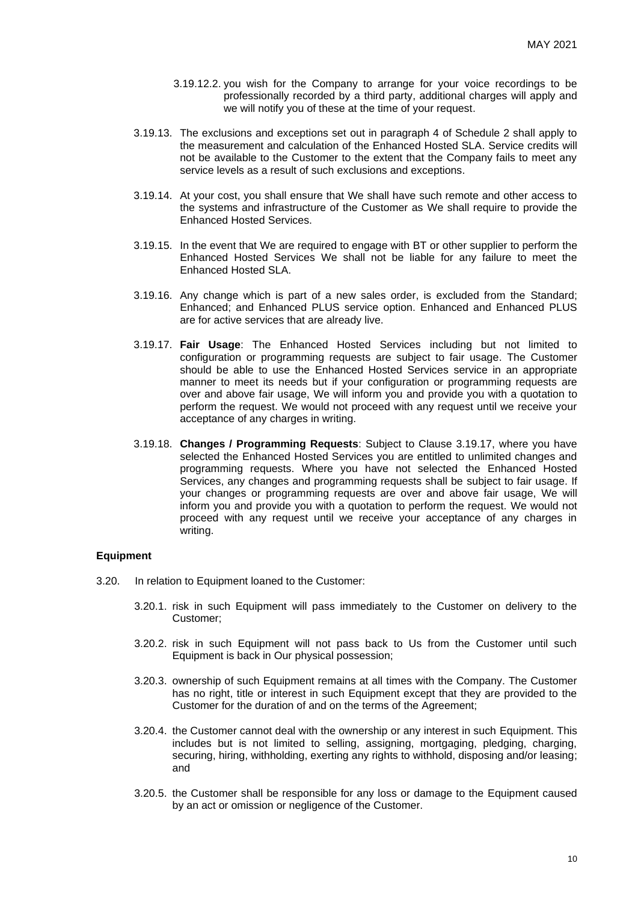3.19.12.2. you wish for the Company to arrange for your voice recordings to be professionally recorded by a third party, additional charges will apply and we will notify you of these at the time of your request.

3.19.13. The exclusions and exceptions set out in paragraph 4 of Schedule 2 shall apply to the measurement and calculation of the Enhanced Hosted SLA. Service credits will not be available to the Customer to the extent that the Company fails to meet any service levels as a result of such exclusions and exceptions.

3.19.14. At your cost, you shall ensure that We shall have such remote and other access to the systems and infrastructure of the Customer as We shall require to provide the Enhanced Hosted Services.

3.19.15. In the event that We are required to engage with BT or other supplier to perform the Enhanced Hosted Services We shall not be liable for any failure to meet the Enhanced Hosted SLA.

3.19.16. Any change which is part of a new sales order, is excluded from the Standard; Enhanced; and Enhanced PLUS service option. Enhanced and Enhanced PLUS are for active services that are already live.

3.19.17. **Fair Usage**: The Enhanced Hosted Services including but not limited to configuration or programming requests are subject to fair usage. The Customer should be able to use the Enhanced Hosted Services service in an appropriate manner to meet its needs but if your configuration or programming requests are over and above fair usage, We will inform you and provide you with a quotation to perform the request. We would not proceed with any request until we receive your acceptance of any charges in writing.

3.19.18. **Changes / Programming Requests**: Subject to Clause 3.19.17, where you have selected the Enhanced Hosted Services you are entitled to unlimited changes and programming requests. Where you have not selected the Enhanced Hosted Services, any changes and programming requests shall be subject to fair usage. If your changes or programming requests are over and above fair usage, We will inform you and provide you with a quotation to perform the request. We would not proceed with any request until we receive your acceptance of any charges in writing.

**Equipment**

3.20. In relation to Equipment loaned to the Customer:

3.20.1. risk in such Equipment will pass immediately to the Customer on delivery to the Customer;

3.20.2. risk in such Equipment will not pass back to Us from the Customer until such Equipment is back in Our physical possession;

3.20.3. ownership of such Equipment remains at all times with the Company. The Customer has no right, title or interest in such Equipment except that they are provided to the Customer for the duration of and on the terms of the Agreement;

3.20.4. the Customer cannot deal with the ownership or any interest in such Equipment. This includes but is not limited to selling, assigning, mortgaging, pledging, charging, securing, hiring, withholding, exerting any rights to withhold, disposing and/or leasing; and

3.20.5. the Customer shall be responsible for any loss or damage to the Equipment caused by an act or omission or negligence of the Customer.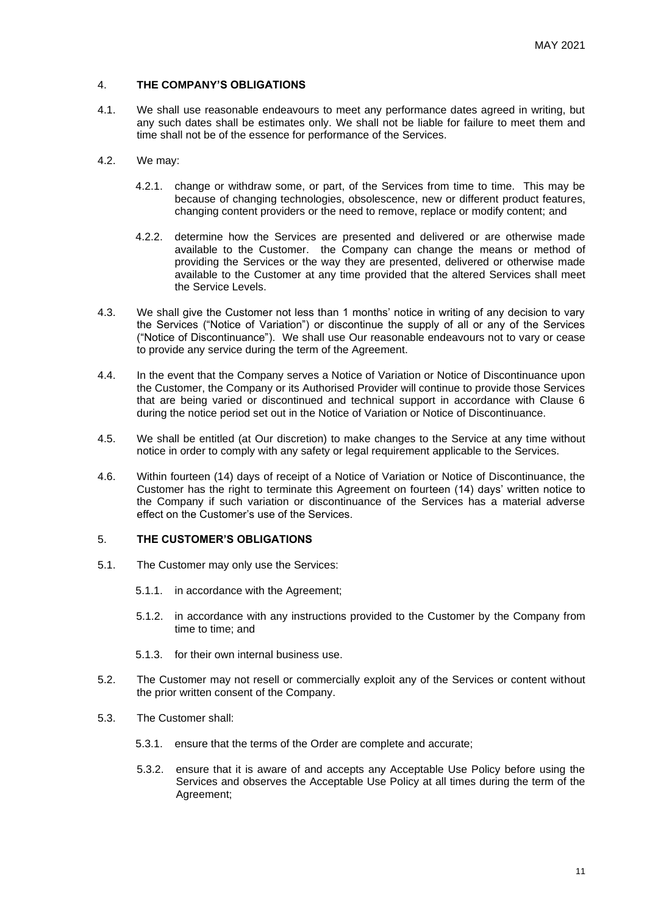## 4. THE COMPANY'S OBLIGATIONS

4.1. We shall use reasonable endeavours to meet any performance dates agreed in writing, but any such dates shall be estimates only. We shall not be liable for failure to meet them and time shall not be of the essence for performance of the Services.

4.2. We may:

4.2.1. change or withdraw some, or part, of the Services from time to time. This may be because of changing technologies, obsolescence, new or different product features, changing content providers or the need to remove, replace or modify content; and

4.2.2. determine how the Services are presented and delivered or are otherwise made available to the Customer. the Company can change the means or method of providing the Services or the way they are presented, delivered or otherwise made available to the Customer at any time provided that the altered Services shall meet the Service Levels.

4.3. We shall give the Customer not less than 1 months' notice in writing of any decision to vary the Services ("Notice of Variation") or discontinue the supply of all or any of the Services ("Notice of Discontinuance"). We shall use Our reasonable endeavours not to vary or cease to provide any service during the term of the Agreement.

4.4. In the event that the Company serves a Notice of Variation or Notice of Discontinuance upon the Customer, the Company or its Authorised Provider will continue to provide those Services that are being varied or discontinued and technical support in accordance with Clause 6 during the notice period set out in the Notice of Variation or Notice of Discontinuance.

4.5. We shall be entitled (at Our discretion) to make changes to the Service at any time without notice in order to comply with any safety or legal requirement applicable to the Services.

4.6. Within fourteen (14) days of receipt of a Notice of Variation or Notice of Discontinuance, the Customer has the right to terminate this Agreement on fourteen (14) days' written notice to the Company if such variation or discontinuance of the Services has a material adverse effect on the Customer's use of the Services.

## 5. THE CUSTOMER'S OBLIGATIONS

5.1. The Customer may only use the Services:

5.1.1. in accordance with the Agreement;

5.1.2. in accordance with any instructions provided to the Customer by the Company from time to time; and

5.1.3. for their own internal business use.

5.2. The Customer may not resell or commercially exploit any of the Services or content without the prior written consent of the Company.

5.3. The Customer shall:

5.3.1. ensure that the terms of the Order are complete and accurate;

5.3.2. ensure that it is aware of and accepts any Acceptable Use Policy before using the Services and observes the Acceptable Use Policy at all times during the term of the Agreement;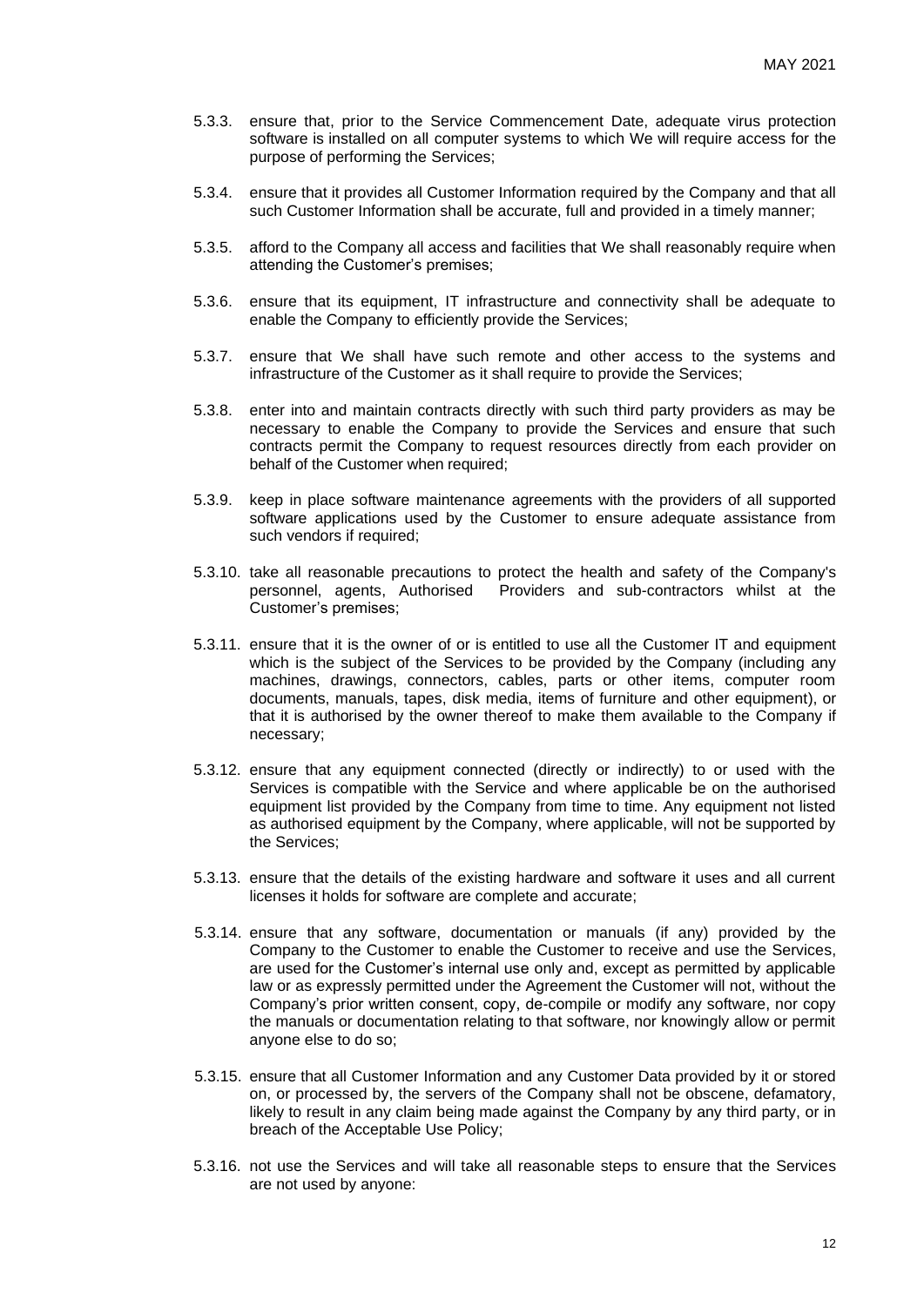5.3.3. ensure that, prior to the Service Commencement Date, adequate virus protection software is installed on all computer systems to which We will require access for the purpose of performing the Services;

5.3.4. ensure that it provides all Customer Information required by the Company and that all such Customer Information shall be accurate, full and provided in a timely manner;

5.3.5. afford to the Company all access and facilities that We shall reasonably require when attending the Customer's premises;

5.3.6. ensure that its equipment, IT infrastructure and connectivity shall be adequate to enable the Company to efficiently provide the Services;

5.3.7. ensure that We shall have such remote and other access to the systems and infrastructure of the Customer as it shall require to provide the Services;

5.3.8. enter into and maintain contracts directly with such third party providers as may be necessary to enable the Company to provide the Services and ensure that such contracts permit the Company to request resources directly from each provider on behalf of the Customer when required;

5.3.9. keep in place software maintenance agreements with the providers of all supported software applications used by the Customer to ensure adequate assistance from such vendors if required;

5.3.10. take all reasonable precautions to protect the health and safety of the Company's personnel, agents, Authorised Providers and sub-contractors whilst at the Customer's premises;

5.3.11. ensure that it is the owner of or is entitled to use all the Customer IT and equipment which is the subject of the Services to be provided by the Company (including any machines, drawings, connectors, cables, parts or other items, computer room documents, manuals, tapes, disk media, items of furniture and other equipment), or that it is authorised by the owner thereof to make them available to the Company if necessary;

5.3.12. ensure that any equipment connected (directly or indirectly) to or used with the Services is compatible with the Service and where applicable be on the authorised equipment list provided by the Company from time to time. Any equipment not listed as authorised equipment by the Company, where applicable, will not be supported by the Services;

5.3.13. ensure that the details of the existing hardware and software it uses and all current licenses it holds for software are complete and accurate;

5.3.14. ensure that any software, documentation or manuals (if any) provided by the Company to the Customer to enable the Customer to receive and use the Services, are used for the Customer's internal use only and, except as permitted by applicable law or as expressly permitted under the Agreement the Customer will not, without the Company's prior written consent, copy, de-compile or modify any software, nor copy the manuals or documentation relating to that software, nor knowingly allow or permit anyone else to do so;

5.3.15. ensure that all Customer Information and any Customer Data provided by it or stored on, or processed by, the servers of the Company shall not be obscene, defamatory, likely to result in any claim being made against the Company by any third party, or in breach of the Acceptable Use Policy;

5.3.16. not use the Services and will take all reasonable steps to ensure that the Services are not used by anyone: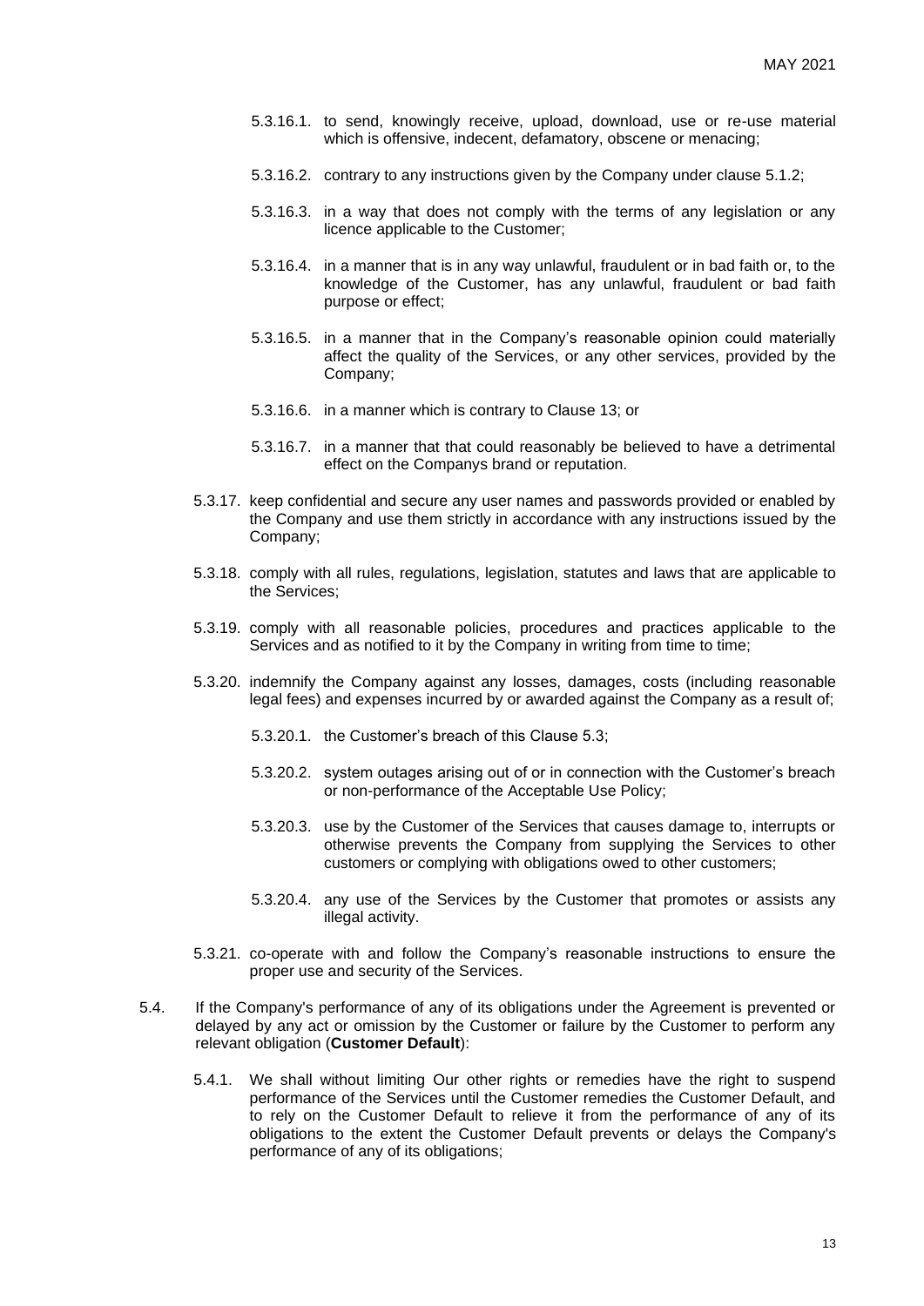5.3.16.1. to send, knowingly receive, upload, download, use or re-use material which is offensive, indecent, defamatory, obscene or menacing;

5.3.16.2. contrary to any instructions given by the Company under clause 5.1.2;

5.3.16.3. in a way that does not comply with the terms of any legislation or any licence applicable to the Customer;

5.3.16.4. in a manner that is in any way unlawful, fraudulent or in bad faith or, to the knowledge of the Customer, has any unlawful, fraudulent or bad faith purpose or effect;

5.3.16.5. in a manner that in the Company's reasonable opinion could materially affect the quality of the Services, or any other services, provided by the Company;

5.3.16.6. in a manner which is contrary to Clause 13; or

5.3.16.7. in a manner that that could reasonably be believed to have a detrimental effect on the Companys brand or reputation.

5.3.17. keep confidential and secure any user names and passwords provided or enabled by the Company and use them strictly in accordance with any instructions issued by the Company;

5.3.18. comply with all rules, regulations, legislation, statutes and laws that are applicable to the Services;

5.3.19. comply with all reasonable policies, procedures and practices applicable to the Services and as notified to it by the Company in writing from time to time;

5.3.20. indemnify the Company against any losses, damages, costs (including reasonable legal fees) and expenses incurred by or awarded against the Company as a result of;

5.3.20.1. the Customer's breach of this Clause 5.3;

5.3.20.2. system outages arising out of or in connection with the Customer's breach or non-performance of the Acceptable Use Policy;

5.3.20.3. use by the Customer of the Services that causes damage to, interrupts or otherwise prevents the Company from supplying the Services to other customers or complying with obligations owed to other customers;

5.3.20.4. any use of the Services by the Customer that promotes or assists any illegal activity.

5.3.21. co-operate with and follow the Company's reasonable instructions to ensure the proper use and security of the Services.

5.4. If the Company's performance of any of its obligations under the Agreement is prevented or delayed by any act or omission by the Customer or failure by the Customer to perform any relevant obligation (**Customer Default**):

5.4.1. We shall without limiting Our other rights or remedies have the right to suspend performance of the Services until the Customer remedies the Customer Default, and to rely on the Customer Default to relieve it from the performance of any of its obligations to the extent the Customer Default prevents or delays the Company's performance of any of its obligations;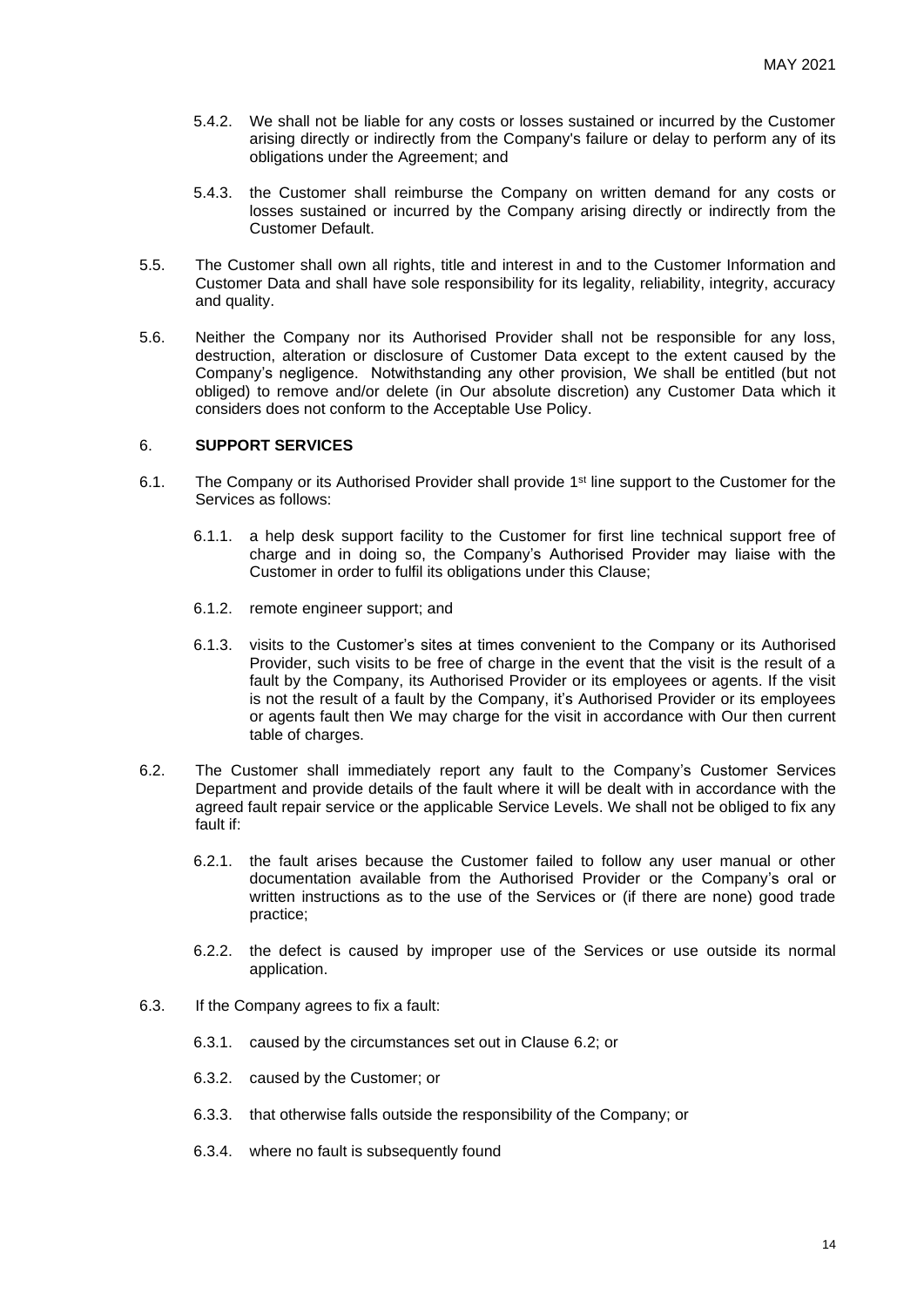5.4.2. We shall not be liable for any costs or losses sustained or incurred by the Customer arising directly or indirectly from the Company's failure or delay to perform any of its obligations under the Agreement; and

5.4.3. the Customer shall reimburse the Company on written demand for any costs or losses sustained or incurred by the Company arising directly or indirectly from the Customer Default.

5.5. The Customer shall own all rights, title and interest in and to the Customer Information and Customer Data and shall have sole responsibility for its legality, reliability, integrity, accuracy and quality.

5.6. Neither the Company nor its Authorised Provider shall not be responsible for any loss, destruction, alteration or disclosure of Customer Data except to the extent caused by the Company's negligence. Notwithstanding any other provision, We shall be entitled (but not obliged) to remove and/or delete (in Our absolute discretion) any Customer Data which it considers does not conform to the Acceptable Use Policy.

## 6. SUPPORT SERVICES

6.1. The Company or its Authorised Provider shall provide 1st line support to the Customer for the Services as follows:

6.1.1. a help desk support facility to the Customer for first line technical support free of charge and in doing so, the Company's Authorised Provider may liaise with the Customer in order to fulfil its obligations under this Clause;

6.1.2. remote engineer support; and

6.1.3. visits to the Customer's sites at times convenient to the Company or its Authorised Provider, such visits to be free of charge in the event that the visit is the result of a fault by the Company, its Authorised Provider or its employees or agents. If the visit is not the result of a fault by the Company, it's Authorised Provider or its employees or agents fault then We may charge for the visit in accordance with Our then current table of charges.

6.2. The Customer shall immediately report any fault to the Company's Customer Services Department and provide details of the fault where it will be dealt with in accordance with the agreed fault repair service or the applicable Service Levels. We shall not be obliged to fix any fault if:

6.2.1. the fault arises because the Customer failed to follow any user manual or other documentation available from the Authorised Provider or the Company's oral or written instructions as to the use of the Services or (if there are none) good trade practice;

6.2.2. the defect is caused by improper use of the Services or use outside its normal application.

6.3. If the Company agrees to fix a fault:

6.3.1. caused by the circumstances set out in Clause 6.2; or

6.3.2. caused by the Customer; or

6.3.3. that otherwise falls outside the responsibility of the Company; or

6.3.4. where no fault is subsequently found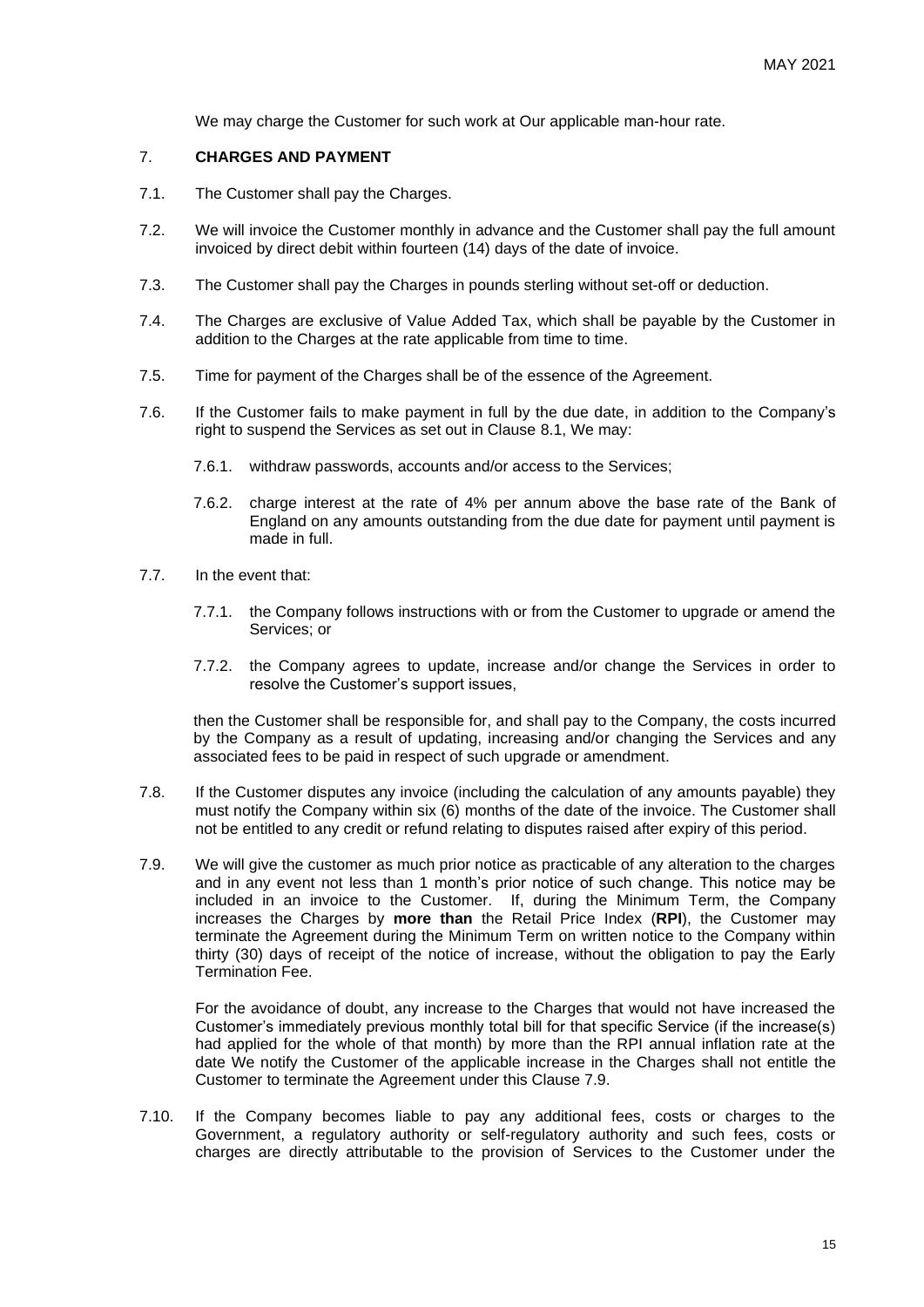We may charge the Customer for such work at Our applicable man-hour rate.

## 7. CHARGES AND PAYMENT

7.1. The Customer shall pay the Charges.

7.2. We will invoice the Customer monthly in advance and the Customer shall pay the full amount invoiced by direct debit within fourteen (14) days of the date of invoice.

7.3. The Customer shall pay the Charges in pounds sterling without set-off or deduction.

7.4. The Charges are exclusive of Value Added Tax, which shall be payable by the Customer in addition to the Charges at the rate applicable from time to time.

7.5. Time for payment of the Charges shall be of the essence of the Agreement.

7.6. If the Customer fails to make payment in full by the due date, in addition to the Company's right to suspend the Services as set out in Clause 8.1, We may:

7.6.1. withdraw passwords, accounts and/or access to the Services;

7.6.2. charge interest at the rate of 4% per annum above the base rate of the Bank of England on any amounts outstanding from the due date for payment until payment is made in full.

7.7. In the event that:

7.7.1. the Company follows instructions with or from the Customer to upgrade or amend the Services; or

7.7.2. the Company agrees to update, increase and/or change the Services in order to resolve the Customer's support issues,

then the Customer shall be responsible for, and shall pay to the Company, the costs incurred by the Company as a result of updating, increasing and/or changing the Services and any associated fees to be paid in respect of such upgrade or amendment.

7.8. If the Customer disputes any invoice (including the calculation of any amounts payable) they must notify the Company within six (6) months of the date of the invoice. The Customer shall not be entitled to any credit or refund relating to disputes raised after expiry of this period.

7.9. We will give the customer as much prior notice as practicable of any alteration to the charges and in any event not less than 1 month's prior notice of such change. This notice may be included in an invoice to the Customer. If, during the Minimum Term, the Company increases the Charges by **more than** the Retail Price Index (**RPI**), the Customer may terminate the Agreement during the Minimum Term on written notice to the Company within thirty (30) days of receipt of the notice of increase, without the obligation to pay the Early Termination Fee.

For the avoidance of doubt, any increase to the Charges that would not have increased the Customer's immediately previous monthly total bill for that specific Service (if the increase(s) had applied for the whole of that month) by more than the RPI annual inflation rate at the date We notify the Customer of the applicable increase in the Charges shall not entitle the Customer to terminate the Agreement under this Clause 7.9.

7.10. If the Company becomes liable to pay any additional fees, costs or charges to the Government, a regulatory authority or self-regulatory authority and such fees, costs or charges are directly attributable to the provision of Services to the Customer under the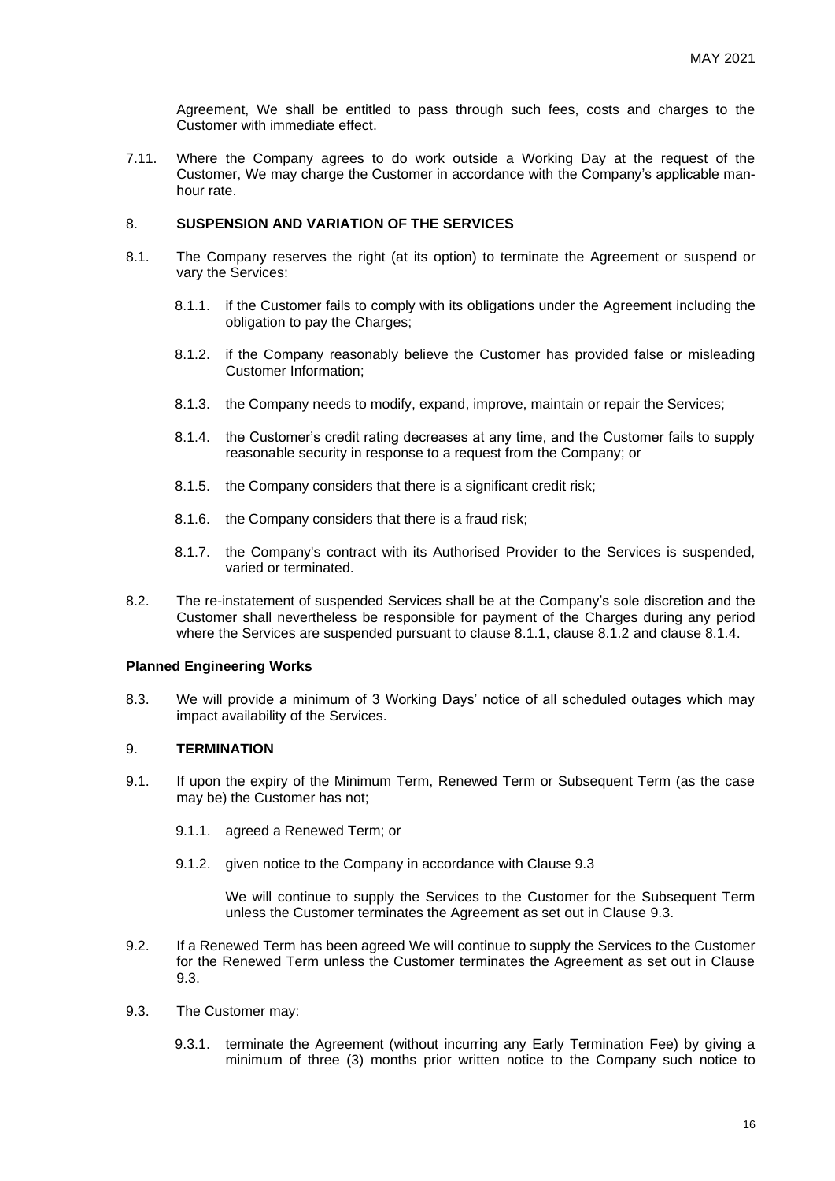Agreement, We shall be entitled to pass through such fees, costs and charges to the Customer with immediate effect.

7.11. Where the Company agrees to do work outside a Working Day at the request of the Customer, We may charge the Customer in accordance with the Company's applicable man-hour rate.

## 8. SUSPENSION AND VARIATION OF THE SERVICES

8.1. The Company reserves the right (at its option) to terminate the Agreement or suspend or vary the Services:

- 8.1.1. if the Customer fails to comply with its obligations under the Agreement including the obligation to pay the Charges;
- 8.1.2. if the Company reasonably believe the Customer has provided false or misleading Customer Information;
- 8.1.3. the Company needs to modify, expand, improve, maintain or repair the Services;
- 8.1.4. the Customer's credit rating decreases at any time, and the Customer fails to supply reasonable security in response to a request from the Company; or
- 8.1.5. the Company considers that there is a significant credit risk;
- 8.1.6. the Company considers that there is a fraud risk;
- 8.1.7. the Company's contract with its Authorised Provider to the Services is suspended, varied or terminated.

8.2. The re-instatement of suspended Services shall be at the Company's sole discretion and the Customer shall nevertheless be responsible for payment of the Charges during any period where the Services are suspended pursuant to clause 8.1.1, clause 8.1.2 and clause 8.1.4.

**Planned Engineering Works**

8.3. We will provide a minimum of 3 Working Days' notice of all scheduled outages which may impact availability of the Services.

## 9. TERMINATION

9.1. If upon the expiry of the Minimum Term, Renewed Term or Subsequent Term (as the case may be) the Customer has not;

- 9.1.1. agreed a Renewed Term; or
- 9.1.2. given notice to the Company in accordance with Clause 9.3

  We will continue to supply the Services to the Customer for the Subsequent Term unless the Customer terminates the Agreement as set out in Clause 9.3.

9.2. If a Renewed Term has been agreed We will continue to supply the Services to the Customer for the Renewed Term unless the Customer terminates the Agreement as set out in Clause 9.3.

9.3. The Customer may:

- 9.3.1. terminate the Agreement (without incurring any Early Termination Fee) by giving a minimum of three (3) months prior written notice to the Company such notice to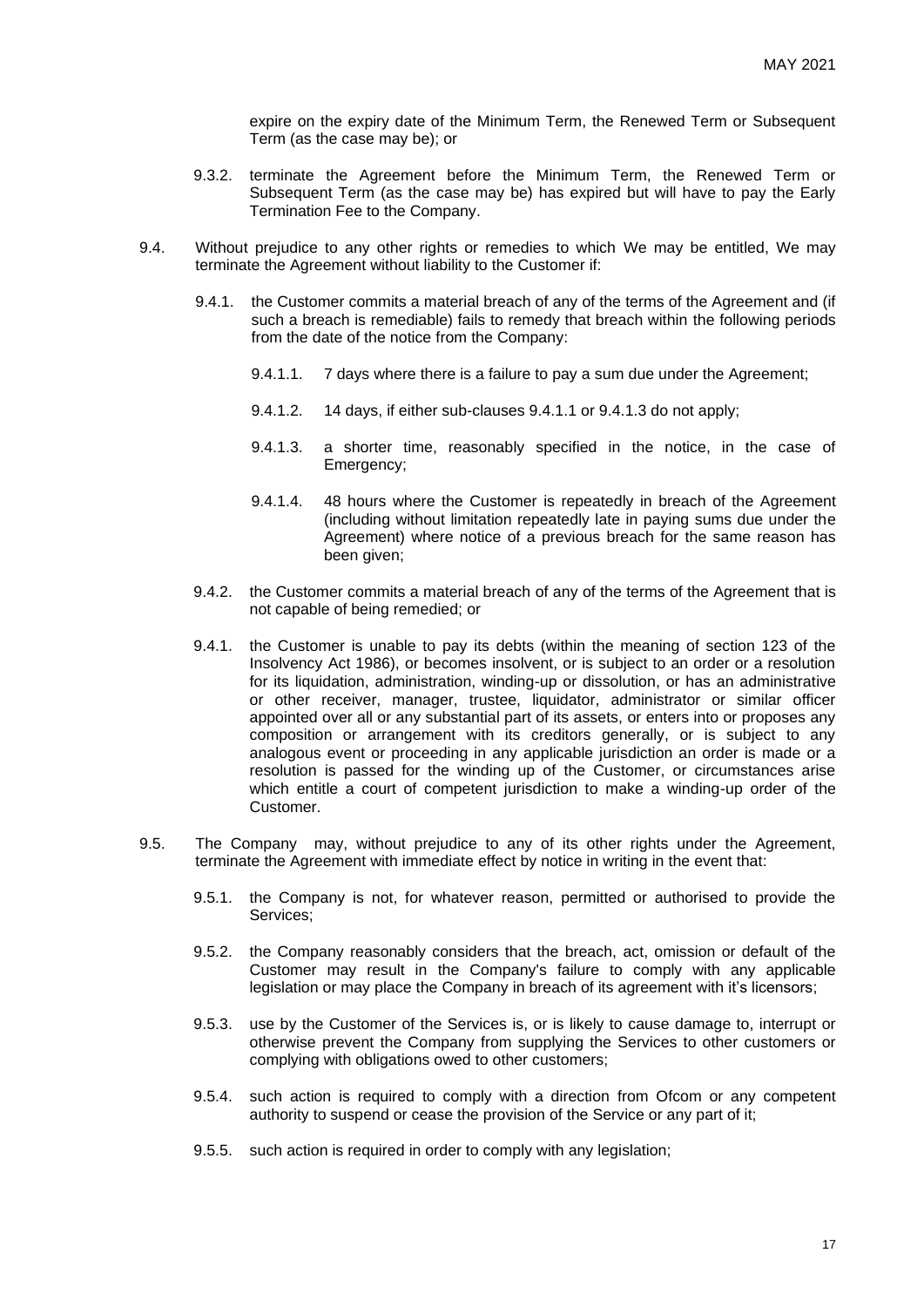expire on the expiry date of the Minimum Term, the Renewed Term or Subsequent Term (as the case may be); or

9.3.2. terminate the Agreement before the Minimum Term, the Renewed Term or Subsequent Term (as the case may be) has expired but will have to pay the Early Termination Fee to the Company.

9.4. Without prejudice to any other rights or remedies to which We may be entitled, We may terminate the Agreement without liability to the Customer if:

9.4.1. the Customer commits a material breach of any of the terms of the Agreement and (if such a breach is remediable) fails to remedy that breach within the following periods from the date of the notice from the Company:

9.4.1.1. 7 days where there is a failure to pay a sum due under the Agreement;

9.4.1.2. 14 days, if either sub-clauses 9.4.1.1 or 9.4.1.3 do not apply;

9.4.1.3. a shorter time, reasonably specified in the notice, in the case of Emergency;

9.4.1.4. 48 hours where the Customer is repeatedly in breach of the Agreement (including without limitation repeatedly late in paying sums due under the Agreement) where notice of a previous breach for the same reason has been given;

9.4.2. the Customer commits a material breach of any of the terms of the Agreement that is not capable of being remedied; or

9.4.1. the Customer is unable to pay its debts (within the meaning of section 123 of the Insolvency Act 1986), or becomes insolvent, or is subject to an order or a resolution for its liquidation, administration, winding-up or dissolution, or has an administrative or other receiver, manager, trustee, liquidator, administrator or similar officer appointed over all or any substantial part of its assets, or enters into or proposes any composition or arrangement with its creditors generally, or is subject to any analogous event or proceeding in any applicable jurisdiction an order is made or a resolution is passed for the winding up of the Customer, or circumstances arise which entitle a court of competent jurisdiction to make a winding-up order of the Customer.

9.5. The Company may, without prejudice to any of its other rights under the Agreement, terminate the Agreement with immediate effect by notice in writing in the event that:

9.5.1. the Company is not, for whatever reason, permitted or authorised to provide the Services;

9.5.2. the Company reasonably considers that the breach, act, omission or default of the Customer may result in the Company's failure to comply with any applicable legislation or may place the Company in breach of its agreement with it's licensors;

9.5.3. use by the Customer of the Services is, or is likely to cause damage to, interrupt or otherwise prevent the Company from supplying the Services to other customers or complying with obligations owed to other customers;

9.5.4. such action is required to comply with a direction from Ofcom or any competent authority to suspend or cease the provision of the Service or any part of it;

9.5.5. such action is required in order to comply with any legislation;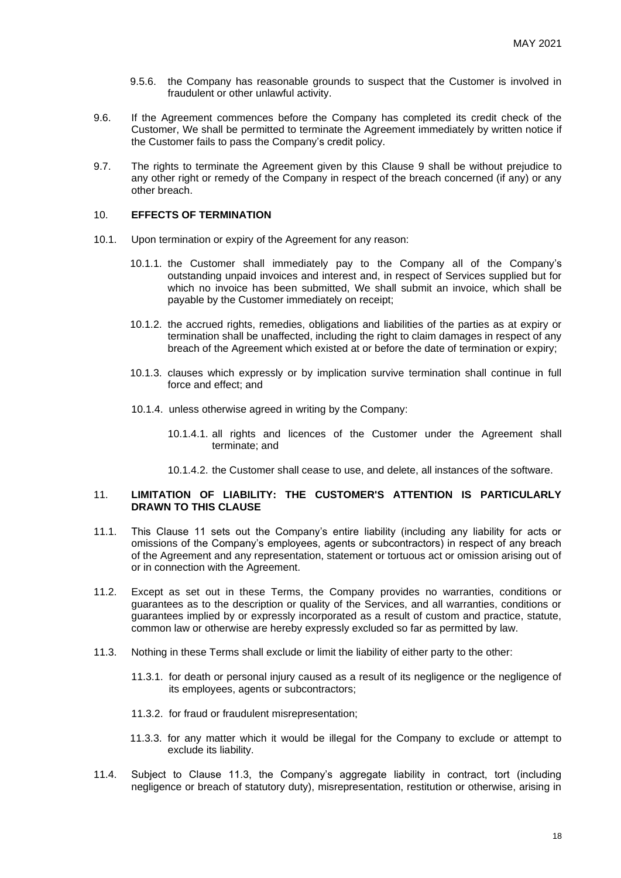9.5.6. the Company has reasonable grounds to suspect that the Customer is involved in fraudulent or other unlawful activity.

9.6. If the Agreement commences before the Company has completed its credit check of the Customer, We shall be permitted to terminate the Agreement immediately by written notice if the Customer fails to pass the Company's credit policy.

9.7. The rights to terminate the Agreement given by this Clause 9 shall be without prejudice to any other right or remedy of the Company in respect of the breach concerned (if any) or any other breach.

## 10. EFFECTS OF TERMINATION

10.1. Upon termination or expiry of the Agreement for any reason:

10.1.1. the Customer shall immediately pay to the Company all of the Company's outstanding unpaid invoices and interest and, in respect of Services supplied but for which no invoice has been submitted, We shall submit an invoice, which shall be payable by the Customer immediately on receipt;

10.1.2. the accrued rights, remedies, obligations and liabilities of the parties as at expiry or termination shall be unaffected, including the right to claim damages in respect of any breach of the Agreement which existed at or before the date of termination or expiry;

10.1.3. clauses which expressly or by implication survive termination shall continue in full force and effect; and

10.1.4. unless otherwise agreed in writing by the Company:

10.1.4.1. all rights and licences of the Customer under the Agreement shall terminate; and

10.1.4.2. the Customer shall cease to use, and delete, all instances of the software.

## 11. LIMITATION OF LIABILITY: THE CUSTOMER'S ATTENTION IS PARTICULARLY DRAWN TO THIS CLAUSE

11.1. This Clause 11 sets out the Company's entire liability (including any liability for acts or omissions of the Company's employees, agents or subcontractors) in respect of any breach of the Agreement and any representation, statement or tortuous act or omission arising out of or in connection with the Agreement.

11.2. Except as set out in these Terms, the Company provides no warranties, conditions or guarantees as to the description or quality of the Services, and all warranties, conditions or guarantees implied by or expressly incorporated as a result of custom and practice, statute, common law or otherwise are hereby expressly excluded so far as permitted by law.

11.3. Nothing in these Terms shall exclude or limit the liability of either party to the other:

11.3.1. for death or personal injury caused as a result of its negligence or the negligence of its employees, agents or subcontractors;

11.3.2. for fraud or fraudulent misrepresentation;

11.3.3. for any matter which it would be illegal for the Company to exclude or attempt to exclude its liability.

11.4. Subject to Clause 11.3, the Company's aggregate liability in contract, tort (including negligence or breach of statutory duty), misrepresentation, restitution or otherwise, arising in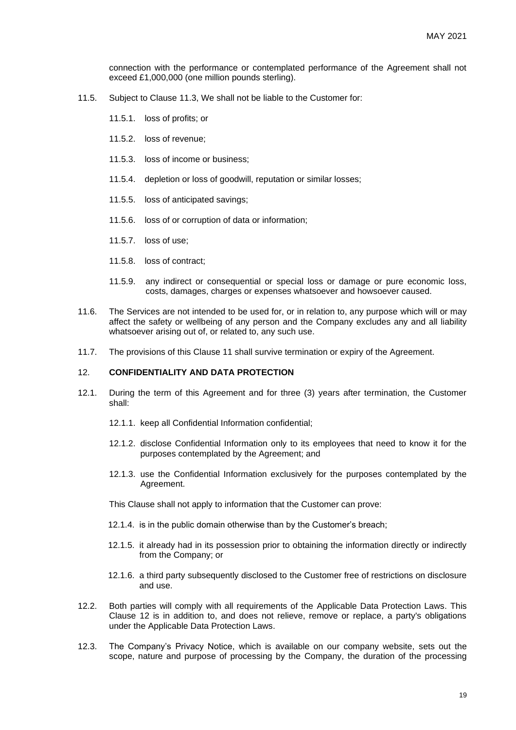connection with the performance or contemplated performance of the Agreement shall not exceed £1,000,000 (one million pounds sterling).

11.5. Subject to Clause 11.3, We shall not be liable to the Customer for:

11.5.1. loss of profits; or

11.5.2. loss of revenue;

11.5.3. loss of income or business;

11.5.4. depletion or loss of goodwill, reputation or similar losses;

11.5.5. loss of anticipated savings;

11.5.6. loss of or corruption of data or information;

11.5.7. loss of use;

11.5.8. loss of contract;

11.5.9. any indirect or consequential or special loss or damage or pure economic loss, costs, damages, charges or expenses whatsoever and howsoever caused.

11.6. The Services are not intended to be used for, or in relation to, any purpose which will or may affect the safety or wellbeing of any person and the Company excludes any and all liability whatsoever arising out of, or related to, any such use.

11.7. The provisions of this Clause 11 shall survive termination or expiry of the Agreement.

## 12. CONFIDENTIALITY AND DATA PROTECTION

12.1. During the term of this Agreement and for three (3) years after termination, the Customer shall:

12.1.1. keep all Confidential Information confidential;

12.1.2. disclose Confidential Information only to its employees that need to know it for the purposes contemplated by the Agreement; and

12.1.3. use the Confidential Information exclusively for the purposes contemplated by the Agreement.

This Clause shall not apply to information that the Customer can prove:

12.1.4. is in the public domain otherwise than by the Customer's breach;

12.1.5. it already had in its possession prior to obtaining the information directly or indirectly from the Company; or

12.1.6. a third party subsequently disclosed to the Customer free of restrictions on disclosure and use.

12.2. Both parties will comply with all requirements of the Applicable Data Protection Laws. This Clause 12 is in addition to, and does not relieve, remove or replace, a party's obligations under the Applicable Data Protection Laws.

12.3. The Company's Privacy Notice, which is available on our company website, sets out the scope, nature and purpose of processing by the Company, the duration of the processing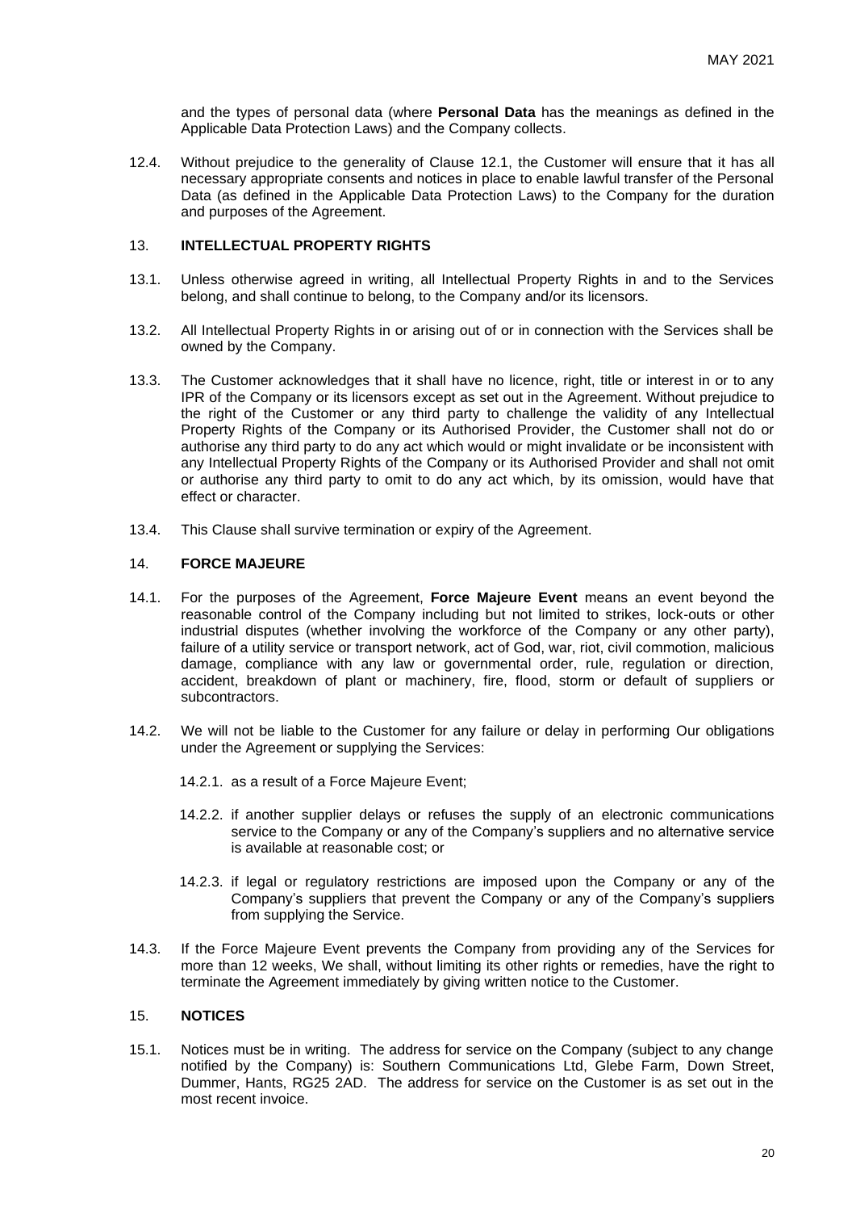and the types of personal data (where **Personal Data** has the meanings as defined in the Applicable Data Protection Laws) and the Company collects.

12.4. Without prejudice to the generality of Clause 12.1, the Customer will ensure that it has all necessary appropriate consents and notices in place to enable lawful transfer of the Personal Data (as defined in the Applicable Data Protection Laws) to the Company for the duration and purposes of the Agreement.

## 13. INTELLECTUAL PROPERTY RIGHTS

13.1. Unless otherwise agreed in writing, all Intellectual Property Rights in and to the Services belong, and shall continue to belong, to the Company and/or its licensors.

13.2. All Intellectual Property Rights in or arising out of or in connection with the Services shall be owned by the Company.

13.3. The Customer acknowledges that it shall have no licence, right, title or interest in or to any IPR of the Company or its licensors except as set out in the Agreement. Without prejudice to the right of the Customer or any third party to challenge the validity of any Intellectual Property Rights of the Company or its Authorised Provider, the Customer shall not do or authorise any third party to do any act which would or might invalidate or be inconsistent with any Intellectual Property Rights of the Company or its Authorised Provider and shall not omit or authorise any third party to omit to do any act which, by its omission, would have that effect or character.

13.4. This Clause shall survive termination or expiry of the Agreement.

## 14. FORCE MAJEURE

14.1. For the purposes of the Agreement, **Force Majeure Event** means an event beyond the reasonable control of the Company including but not limited to strikes, lock-outs or other industrial disputes (whether involving the workforce of the Company or any other party), failure of a utility service or transport network, act of God, war, riot, civil commotion, malicious damage, compliance with any law or governmental order, rule, regulation or direction, accident, breakdown of plant or machinery, fire, flood, storm or default of suppliers or subcontractors.

14.2. We will not be liable to the Customer for any failure or delay in performing Our obligations under the Agreement or supplying the Services:

14.2.1. as a result of a Force Majeure Event;

14.2.2. if another supplier delays or refuses the supply of an electronic communications service to the Company or any of the Company's suppliers and no alternative service is available at reasonable cost; or

14.2.3. if legal or regulatory restrictions are imposed upon the Company or any of the Company's suppliers that prevent the Company or any of the Company's suppliers from supplying the Service.

14.3. If the Force Majeure Event prevents the Company from providing any of the Services for more than 12 weeks, We shall, without limiting its other rights or remedies, have the right to terminate the Agreement immediately by giving written notice to the Customer.

## 15. NOTICES

15.1. Notices must be in writing. The address for service on the Company (subject to any change notified by the Company) is: Southern Communications Ltd, Glebe Farm, Down Street, Dummer, Hants, RG25 2AD. The address for service on the Customer is as set out in the most recent invoice.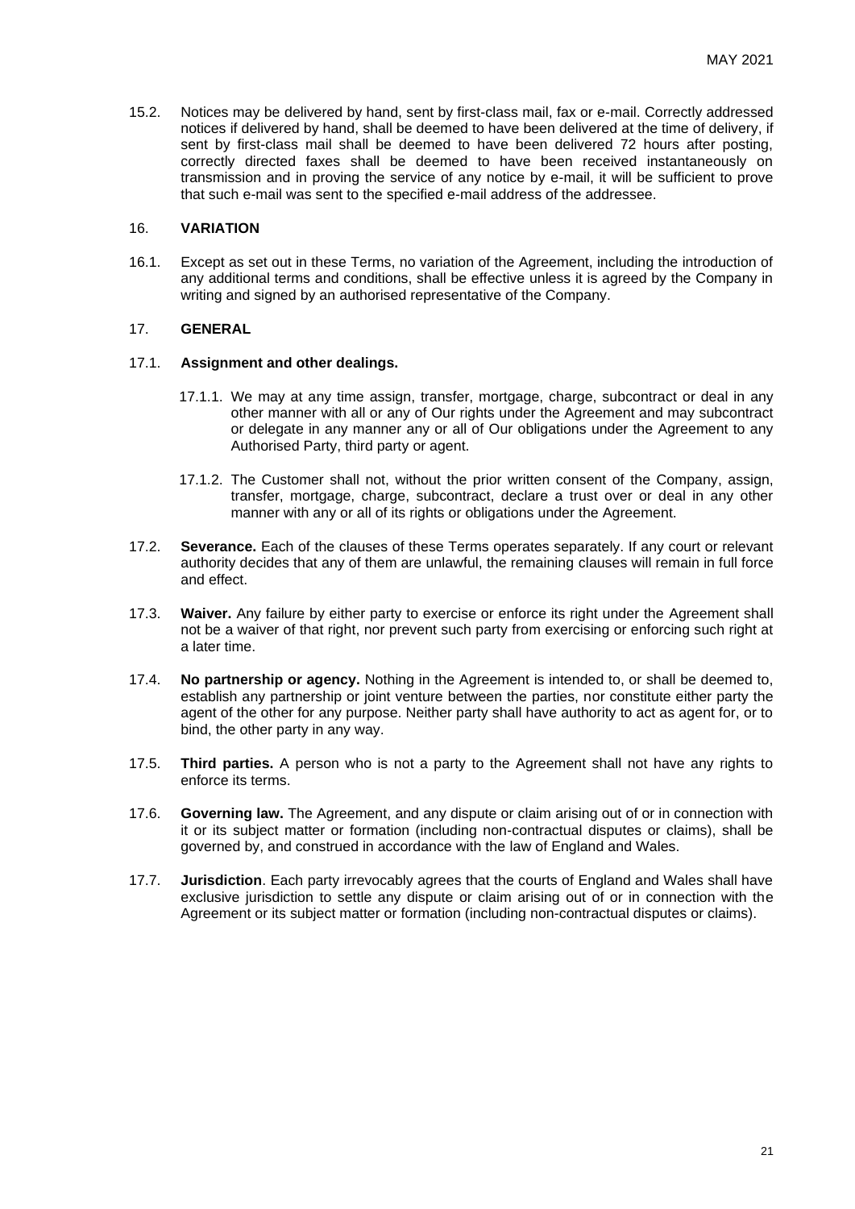15.2. Notices may be delivered by hand, sent by first-class mail, fax or e-mail. Correctly addressed notices if delivered by hand, shall be deemed to have been delivered at the time of delivery, if sent by first-class mail shall be deemed to have been delivered 72 hours after posting, correctly directed faxes shall be deemed to have been received instantaneously on transmission and in proving the service of any notice by e-mail, it will be sufficient to prove that such e-mail was sent to the specified e-mail address of the addressee.

## 16. VARIATION

16.1. Except as set out in these Terms, no variation of the Agreement, including the introduction of any additional terms and conditions, shall be effective unless it is agreed by the Company in writing and signed by an authorised representative of the Company.

## 17. GENERAL

17.1. **Assignment and other dealings.**

17.1.1. We may at any time assign, transfer, mortgage, charge, subcontract or deal in any other manner with all or any of Our rights under the Agreement and may subcontract or delegate in any manner any or all of Our obligations under the Agreement to any Authorised Party, third party or agent.

17.1.2. The Customer shall not, without the prior written consent of the Company, assign, transfer, mortgage, charge, subcontract, declare a trust over or deal in any other manner with any or all of its rights or obligations under the Agreement.

17.2. **Severance.** Each of the clauses of these Terms operates separately. If any court or relevant authority decides that any of them are unlawful, the remaining clauses will remain in full force and effect.

17.3. **Waiver.** Any failure by either party to exercise or enforce its right under the Agreement shall not be a waiver of that right, nor prevent such party from exercising or enforcing such right at a later time.

17.4. **No partnership or agency.** Nothing in the Agreement is intended to, or shall be deemed to, establish any partnership or joint venture between the parties, nor constitute either party the agent of the other for any purpose. Neither party shall have authority to act as agent for, or to bind, the other party in any way.

17.5. **Third parties.** A person who is not a party to the Agreement shall not have any rights to enforce its terms.

17.6. **Governing law.** The Agreement, and any dispute or claim arising out of or in connection with it or its subject matter or formation (including non-contractual disputes or claims), shall be governed by, and construed in accordance with the law of England and Wales.

17.7. **Jurisdiction**. Each party irrevocably agrees that the courts of England and Wales shall have exclusive jurisdiction to settle any dispute or claim arising out of or in connection with the Agreement or its subject matter or formation (including non-contractual disputes or claims).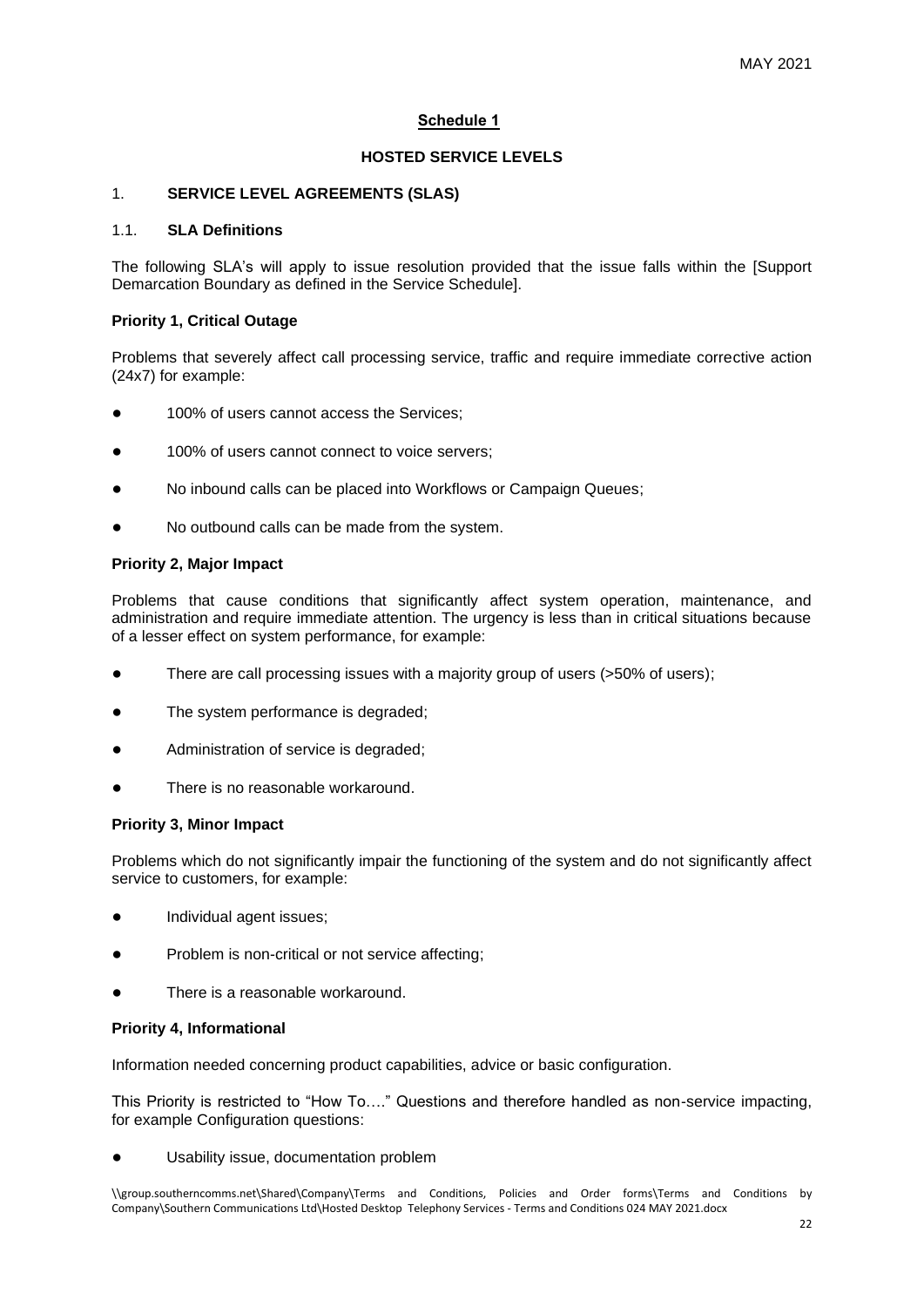## Schedule 1

### HOSTED SERVICE LEVELS

### 1. SERVICE LEVEL AGREEMENTS (SLAS)

#### 1.1. SLA Definitions

The following SLA's will apply to issue resolution provided that the issue falls within the [Support Demarcation Boundary as defined in the Service Schedule].

**Priority 1, Critical Outage**

Problems that severely affect call processing service, traffic and require immediate corrective action (24x7) for example:

- 100% of users cannot access the Services;
- 100% of users cannot connect to voice servers;
- No inbound calls can be placed into Workflows or Campaign Queues;
- No outbound calls can be made from the system.

**Priority 2, Major Impact**

Problems that cause conditions that significantly affect system operation, maintenance, and administration and require immediate attention. The urgency is less than in critical situations because of a lesser effect on system performance, for example:

- There are call processing issues with a majority group of users (>50% of users);
- The system performance is degraded;
- Administration of service is degraded;
- There is no reasonable workaround.

**Priority 3, Minor Impact**

Problems which do not significantly impair the functioning of the system and do not significantly affect service to customers, for example:

- Individual agent issues;
- Problem is non-critical or not service affecting;
- There is a reasonable workaround.

**Priority 4, Informational**

Information needed concerning product capabilities, advice or basic configuration.

This Priority is restricted to "How To…." Questions and therefore handled as non-service impacting, for example Configuration questions:

- Usability issue, documentation problem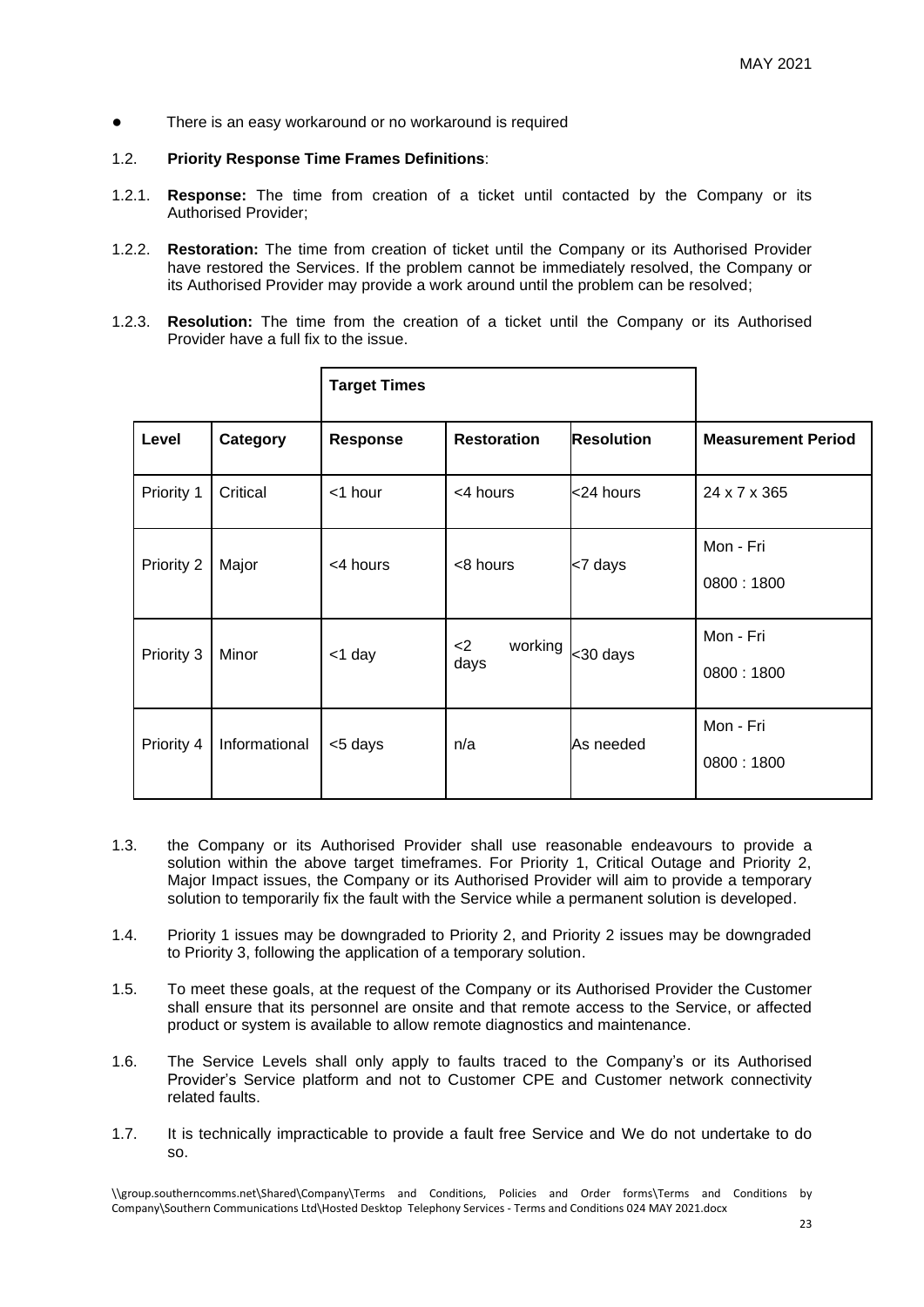- There is an easy workaround or no workaround is required

1.2. **Priority Response Time Frames Definitions**:

1.2.1. **Response:** The time from creation of a ticket until contacted by the Company or its Authorised Provider;

1.2.2. **Restoration:** The time from creation of ticket until the Company or its Authorised Provider have restored the Services. If the problem cannot be immediately resolved, the Company or its Authorised Provider may provide a work around until the problem can be resolved;

1.2.3. **Resolution:** The time from the creation of a ticket until the Company or its Authorised Provider have a full fix to the issue.

| | | **Target Times** | | | |
|---|---|---|---|---|---|
| **Level** | **Category** | **Response** | **Restoration** | **Resolution** | **Measurement Period** |
| Priority 1 | Critical | <1 hour | <4 hours | <24 hours | 24 x 7 x 365 |
| Priority 2 | Major | <4 hours | <8 hours | <7 days | Mon - Fri 0800 : 1800 |
| Priority 3 | Minor | <1 day | <2 working days | <30 days | Mon - Fri 0800 : 1800 |
| Priority 4 | Informational | <5 days | n/a | As needed | Mon - Fri 0800 : 1800 |

1.3. the Company or its Authorised Provider shall use reasonable endeavours to provide a solution within the above target timeframes. For Priority 1, Critical Outage and Priority 2, Major Impact issues, the Company or its Authorised Provider will aim to provide a temporary solution to temporarily fix the fault with the Service while a permanent solution is developed.

1.4. Priority 1 issues may be downgraded to Priority 2, and Priority 2 issues may be downgraded to Priority 3, following the application of a temporary solution.

1.5. To meet these goals, at the request of the Company or its Authorised Provider the Customer shall ensure that its personnel are onsite and that remote access to the Service, or affected product or system is available to allow remote diagnostics and maintenance.

1.6. The Service Levels shall only apply to faults traced to the Company's or its Authorised Provider's Service platform and not to Customer CPE and Customer network connectivity related faults.

1.7. It is technically impracticable to provide a fault free Service and We do not undertake to do so.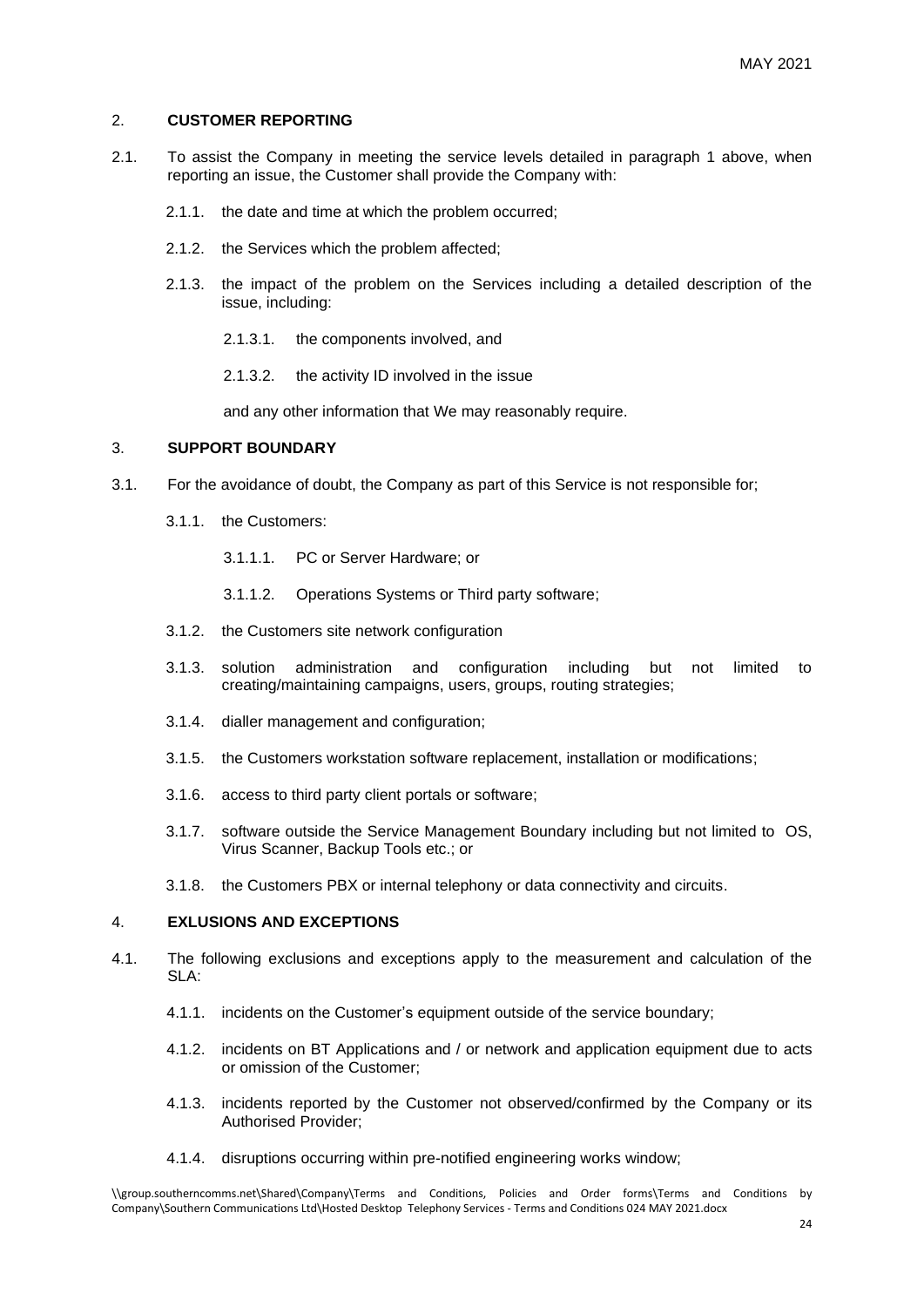## 2. CUSTOMER REPORTING

2.1. To assist the Company in meeting the service levels detailed in paragraph 1 above, when reporting an issue, the Customer shall provide the Company with:

2.1.1. the date and time at which the problem occurred;

2.1.2. the Services which the problem affected;

2.1.3. the impact of the problem on the Services including a detailed description of the issue, including:

2.1.3.1. the components involved, and

2.1.3.2. the activity ID involved in the issue

and any other information that We may reasonably require.

## 3. SUPPORT BOUNDARY

3.1. For the avoidance of doubt, the Company as part of this Service is not responsible for;

3.1.1. the Customers:

3.1.1.1. PC or Server Hardware; or

3.1.1.2. Operations Systems or Third party software;

3.1.2. the Customers site network configuration

3.1.3. solution administration and configuration including but not limited to creating/maintaining campaigns, users, groups, routing strategies;

3.1.4. dialler management and configuration;

3.1.5. the Customers workstation software replacement, installation or modifications;

3.1.6. access to third party client portals or software;

3.1.7. software outside the Service Management Boundary including but not limited to OS, Virus Scanner, Backup Tools etc.; or

3.1.8. the Customers PBX or internal telephony or data connectivity and circuits.

## 4. EXLUSIONS AND EXCEPTIONS

4.1. The following exclusions and exceptions apply to the measurement and calculation of the SLA:

4.1.1. incidents on the Customer's equipment outside of the service boundary;

4.1.2. incidents on BT Applications and / or network and application equipment due to acts or omission of the Customer;

4.1.3. incidents reported by the Customer not observed/confirmed by the Company or its Authorised Provider;

4.1.4. disruptions occurring within pre-notified engineering works window;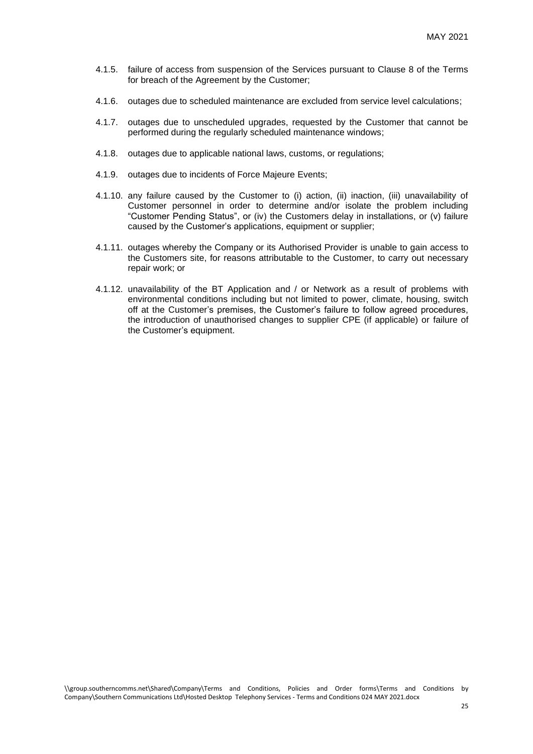4.1.5. failure of access from suspension of the Services pursuant to Clause 8 of the Terms for breach of the Agreement by the Customer;

4.1.6. outages due to scheduled maintenance are excluded from service level calculations;

4.1.7. outages due to unscheduled upgrades, requested by the Customer that cannot be performed during the regularly scheduled maintenance windows;

4.1.8. outages due to applicable national laws, customs, or regulations;

4.1.9. outages due to incidents of Force Majeure Events;

4.1.10. any failure caused by the Customer to (i) action, (ii) inaction, (iii) unavailability of Customer personnel in order to determine and/or isolate the problem including "Customer Pending Status", or (iv) the Customers delay in installations, or (v) failure caused by the Customer's applications, equipment or supplier;

4.1.11. outages whereby the Company or its Authorised Provider is unable to gain access to the Customers site, for reasons attributable to the Customer, to carry out necessary repair work; or

4.1.12. unavailability of the BT Application and / or Network as a result of problems with environmental conditions including but not limited to power, climate, housing, switch off at the Customer's premises, the Customer's failure to follow agreed procedures, the introduction of unauthorised changes to supplier CPE (if applicable) or failure of the Customer's equipment.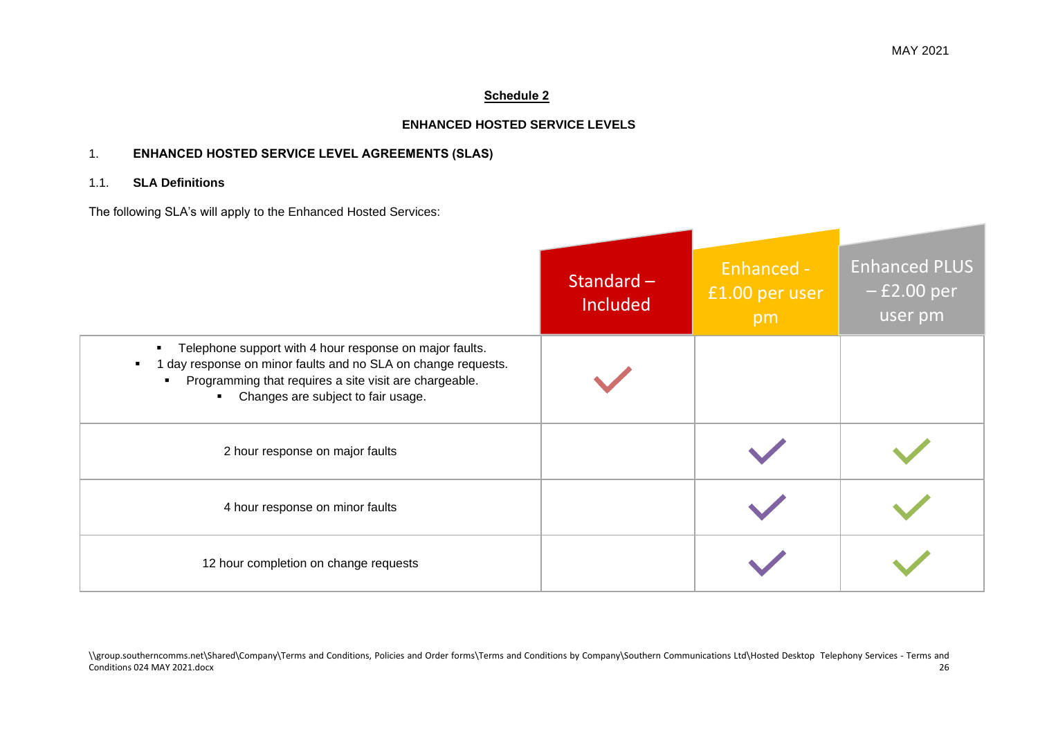## Schedule 2

### ENHANCED HOSTED SERVICE LEVELS

1. **ENHANCED HOSTED SERVICE LEVEL AGREEMENTS (SLAS)**

1.1. **SLA Definitions**

The following SLA's will apply to the Enhanced Hosted Services:

| | Standard – Included | Enhanced - £1.00 per user pm | Enhanced PLUS – £2.00 per user pm |
|---|---|---|---|
| ▪ Telephone support with 4 hour response on major faults.<br>▪ 1 day response on minor faults and no SLA on change requests.<br>▪ Programming that requires a site visit are chargeable.<br>▪ Changes are subject to fair usage. | ✓ | | |
| 2 hour response on major faults | | ✓ | ✓ |
| 4 hour response on minor faults | | ✓ | ✓ |
| 12 hour completion on change requests | | ✓ | ✓ |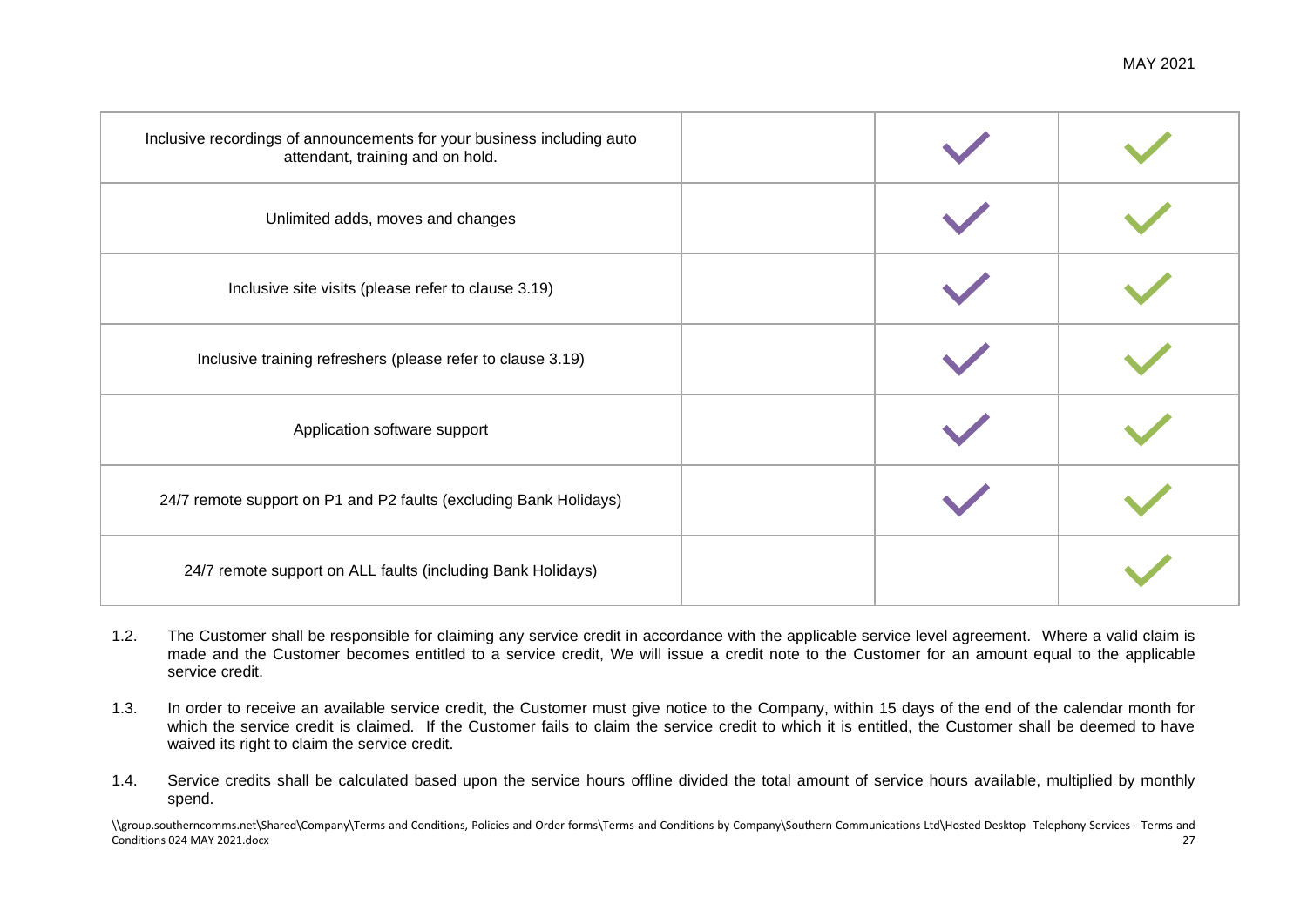| | | | |
|---|---|---|---|
| Inclusive recordings of announcements for your business including auto attendant, training and on hold. | | ✓ | ✓ |
| Unlimited adds, moves and changes | | ✓ | ✓ |
| Inclusive site visits (please refer to clause 3.19) | | ✓ | ✓ |
| Inclusive training refreshers (please refer to clause 3.19) | | ✓ | ✓ |
| Application software support | | ✓ | ✓ |
| 24/7 remote support on P1 and P2 faults (excluding Bank Holidays) | | ✓ | ✓ |
| 24/7 remote support on ALL faults (including Bank Holidays) | | | ✓ |

1.2. The Customer shall be responsible for claiming any service credit in accordance with the applicable service level agreement. Where a valid claim is made and the Customer becomes entitled to a service credit, We will issue a credit note to the Customer for an amount equal to the applicable service credit.

1.3. In order to receive an available service credit, the Customer must give notice to the Company, within 15 days of the end of the calendar month for which the service credit is claimed. If the Customer fails to claim the service credit to which it is entitled, the Customer shall be deemed to have waived its right to claim the service credit.

1.4. Service credits shall be calculated based upon the service hours offline divided the total amount of service hours available, multiplied by monthly spend.